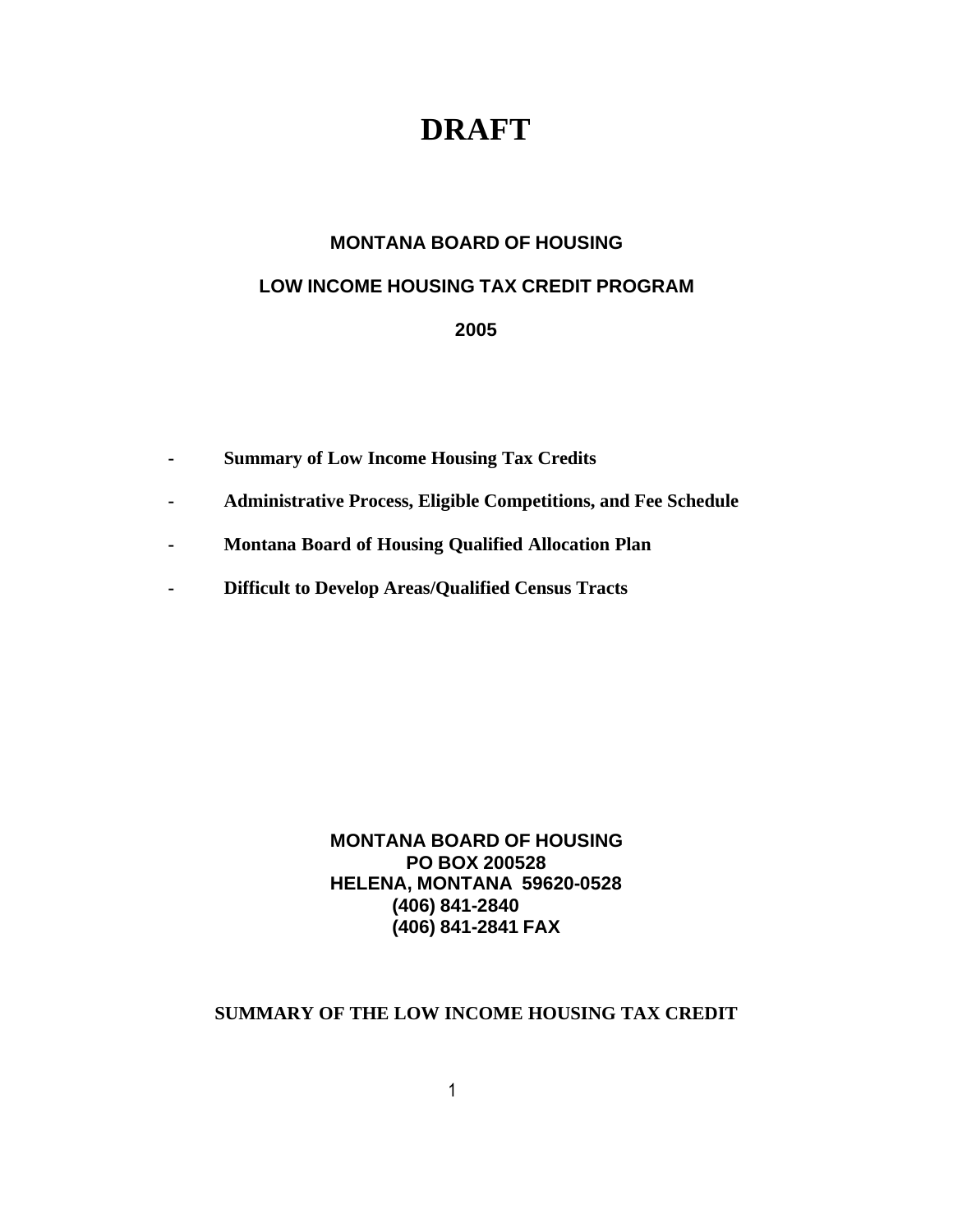# DRAFT

## MONTANA BOARD OF HOUSING

## LOW INCOME HOUSING TAX CREDIT PROGRAM

## 2005

- **Summary of Low Income Housing Tax Credits**
- **Administrative Process, Eligible Competitions, and Fee Schedule**
- **Montana Board of Housing Qualified Allocation Plan**
- **Difficult to Develop Areas/Qualified Census Tracts**

**MONTANA BOARD OF HOUSING**
**PO BOX 200528**
**HELENA, MONTANA 59620-0528**
**(406) 841-2840**
**(406) 841-2841 FAX**

## SUMMARY OF THE LOW INCOME HOUSING TAX CREDIT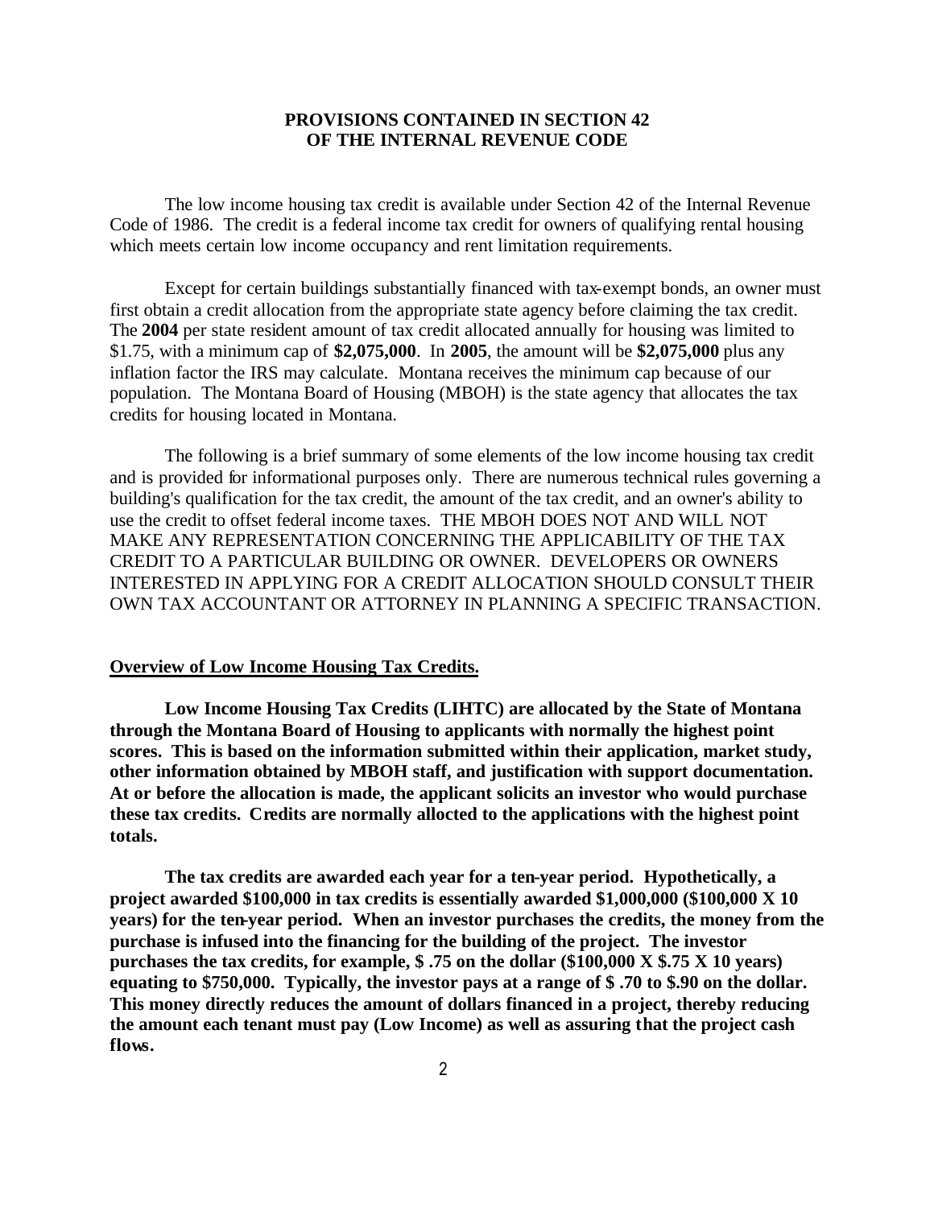# PROVISIONS CONTAINED IN SECTION 42 OF THE INTERNAL REVENUE CODE

The low income housing tax credit is available under Section 42 of the Internal Revenue Code of 1986. The credit is a federal income tax credit for owners of qualifying rental housing which meets certain low income occupancy and rent limitation requirements.

Except for certain buildings substantially financed with tax-exempt bonds, an owner must first obtain a credit allocation from the appropriate state agency before claiming the tax credit. The **2004** per state resident amount of tax credit allocated annually for housing was limited to $1.75, with a minimum cap of **$2,075,000**. In **2005**, the amount will be **$2,075,000** plus any inflation factor the IRS may calculate. Montana receives the minimum cap because of our population. The Montana Board of Housing (MBOH) is the state agency that allocates the tax credits for housing located in Montana.

The following is a brief summary of some elements of the low income housing tax credit and is provided for informational purposes only. There are numerous technical rules governing a building's qualification for the tax credit, the amount of the tax credit, and an owner's ability to use the credit to offset federal income taxes. THE MBOH DOES NOT AND WILL NOT MAKE ANY REPRESENTATION CONCERNING THE APPLICABILITY OF THE TAX CREDIT TO A PARTICULAR BUILDING OR OWNER. DEVELOPERS OR OWNERS INTERESTED IN APPLYING FOR A CREDIT ALLOCATION SHOULD CONSULT THEIR OWN TAX ACCOUNTANT OR ATTORNEY IN PLANNING A SPECIFIC TRANSACTION.

## Overview of Low Income Housing Tax Credits.

**Low Income Housing Tax Credits (LIHTC) are allocated by the State of Montana through the Montana Board of Housing to applicants with normally the highest point scores. This is based on the information submitted within their application, market study, other information obtained by MBOH staff, and justification with support documentation. At or before the allocation is made, the applicant solicits an investor who would purchase these tax credits. Credits are normally allocted to the applications with the highest point totals.**

**The tax credits are awarded each year for a ten-year period. Hypothetically, a project awarded $100,000 in tax credits is essentially awarded $1,000,000 ($100,000 X 10 years) for the ten-year period. When an investor purchases the credits, the money from the purchase is infused into the financing for the building of the project. The investor purchases the tax credits, for example, $ .75 on the dollar ($100,000 X $.75 X 10 years) equating to $750,000. Typically, the investor pays at a range of $ .70 to $.90 on the dollar. This money directly reduces the amount of dollars financed in a project, thereby reducing the amount each tenant must pay (Low Income) as well as assuring that the project cash flows.**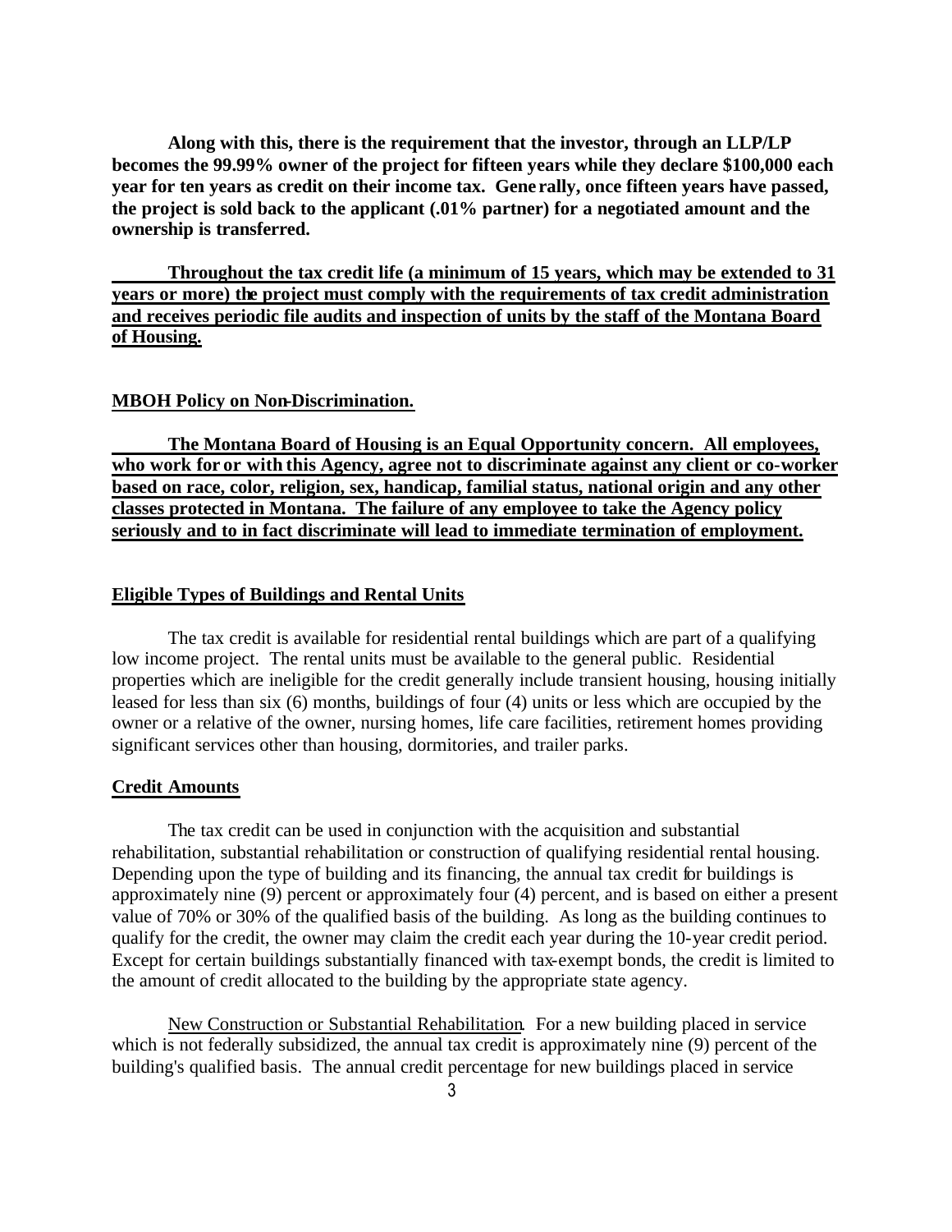**Along with this, there is the requirement that the investor, through an LLP/LP becomes the 99.99% owner of the project for fifteen years while they declare $100,000 each year for ten years as credit on their income tax. Generally, once fifteen years have passed, the project is sold back to the applicant (.01% partner) for a negotiated amount and the ownership is transferred.**

**Throughout the tax credit life (a minimum of 15 years, which may be extended to 31 years or more) the project must comply with the requirements of tax credit administration and receives periodic file audits and inspection of units by the staff of the Montana Board of Housing.**

**MBOH Policy on Non-Discrimination.**

**The Montana Board of Housing is an Equal Opportunity concern. All employees, who work for or with this Agency, agree not to discriminate against any client or co-worker based on race, color, religion, sex, handicap, familial status, national origin and any other classes protected in Montana. The failure of any employee to take the Agency policy seriously and to in fact discriminate will lead to immediate termination of employment.**

**Eligible Types of Buildings and Rental Units**

The tax credit is available for residential rental buildings which are part of a qualifying low income project. The rental units must be available to the general public. Residential properties which are ineligible for the credit generally include transient housing, housing initially leased for less than six (6) months, buildings of four (4) units or less which are occupied by the owner or a relative of the owner, nursing homes, life care facilities, retirement homes providing significant services other than housing, dormitories, and trailer parks.

**Credit Amounts**

The tax credit can be used in conjunction with the acquisition and substantial rehabilitation, substantial rehabilitation or construction of qualifying residential rental housing. Depending upon the type of building and its financing, the annual tax credit for buildings is approximately nine (9) percent or approximately four (4) percent, and is based on either a present value of 70% or 30% of the qualified basis of the building. As long as the building continues to qualify for the credit, the owner may claim the credit each year during the 10-year credit period. Except for certain buildings substantially financed with tax-exempt bonds, the credit is limited to the amount of credit allocated to the building by the appropriate state agency.

New Construction or Substantial Rehabilitation. For a new building placed in service which is not federally subsidized, the annual tax credit is approximately nine (9) percent of the building's qualified basis. The annual credit percentage for new buildings placed in service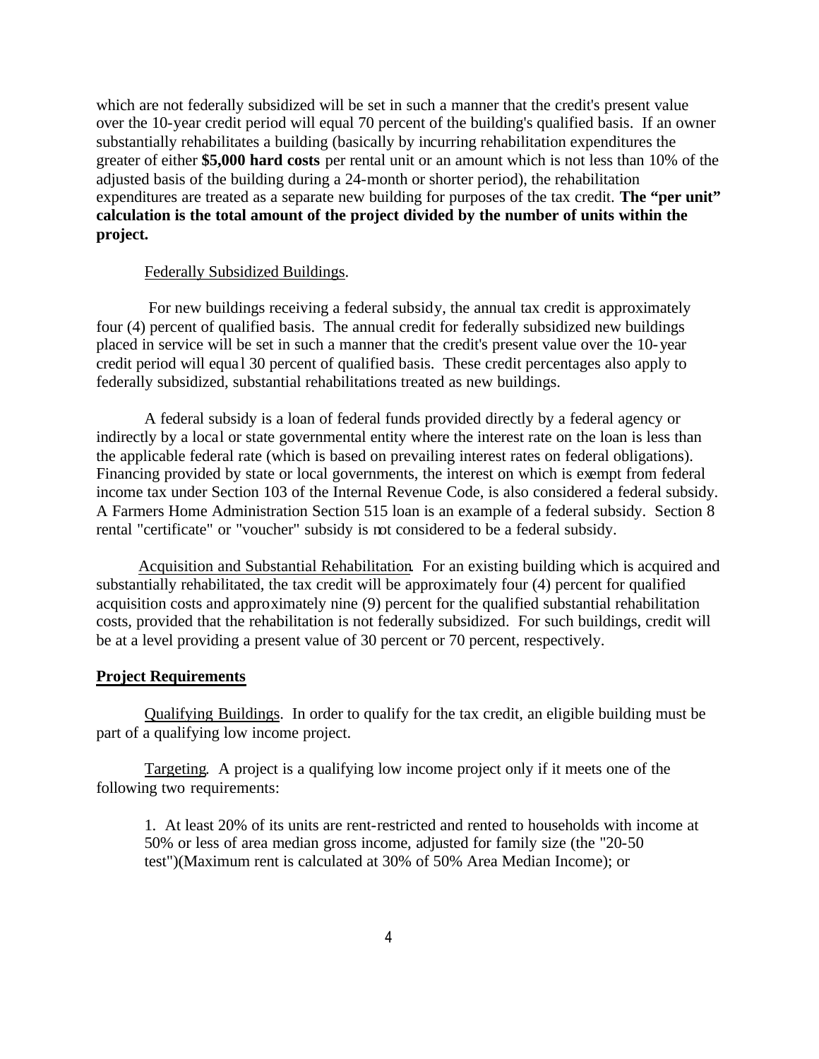which are not federally subsidized will be set in such a manner that the credit's present value over the 10-year credit period will equal 70 percent of the building's qualified basis. If an owner substantially rehabilitates a building (basically by incurring rehabilitation expenditures the greater of either **$5,000 hard costs** per rental unit or an amount which is not less than 10% of the adjusted basis of the building during a 24-month or shorter period), the rehabilitation expenditures are treated as a separate new building for purposes of the tax credit. **The "per unit" calculation is the total amount of the project divided by the number of units within the project.**

<u>Federally Subsidized Buildings</u>.

For new buildings receiving a federal subsidy, the annual tax credit is approximately four (4) percent of qualified basis. The annual credit for federally subsidized new buildings placed in service will be set in such a manner that the credit's present value over the 10-year credit period will equal 30 percent of qualified basis. These credit percentages also apply to federally subsidized, substantial rehabilitations treated as new buildings.

A federal subsidy is a loan of federal funds provided directly by a federal agency or indirectly by a local or state governmental entity where the interest rate on the loan is less than the applicable federal rate (which is based on prevailing interest rates on federal obligations). Financing provided by state or local governments, the interest on which is exempt from federal income tax under Section 103 of the Internal Revenue Code, is also considered a federal subsidy. A Farmers Home Administration Section 515 loan is an example of a federal subsidy. Section 8 rental "certificate" or "voucher" subsidy is not considered to be a federal subsidy.

<u>Acquisition and Substantial Rehabilitation</u>. For an existing building which is acquired and substantially rehabilitated, the tax credit will be approximately four (4) percent for qualified acquisition costs and approximately nine (9) percent for the qualified substantial rehabilitation costs, provided that the rehabilitation is not federally subsidized. For such buildings, credit will be at a level providing a present value of 30 percent or 70 percent, respectively.

## Project Requirements

<u>Qualifying Buildings</u>. In order to qualify for the tax credit, an eligible building must be part of a qualifying low income project.

<u>Targeting</u>. A project is a qualifying low income project only if it meets one of the following two requirements:

1. At least 20% of its units are rent-restricted and rented to households with income at 50% or less of area median gross income, adjusted for family size (the "20-50 test")(Maximum rent is calculated at 30% of 50% Area Median Income); or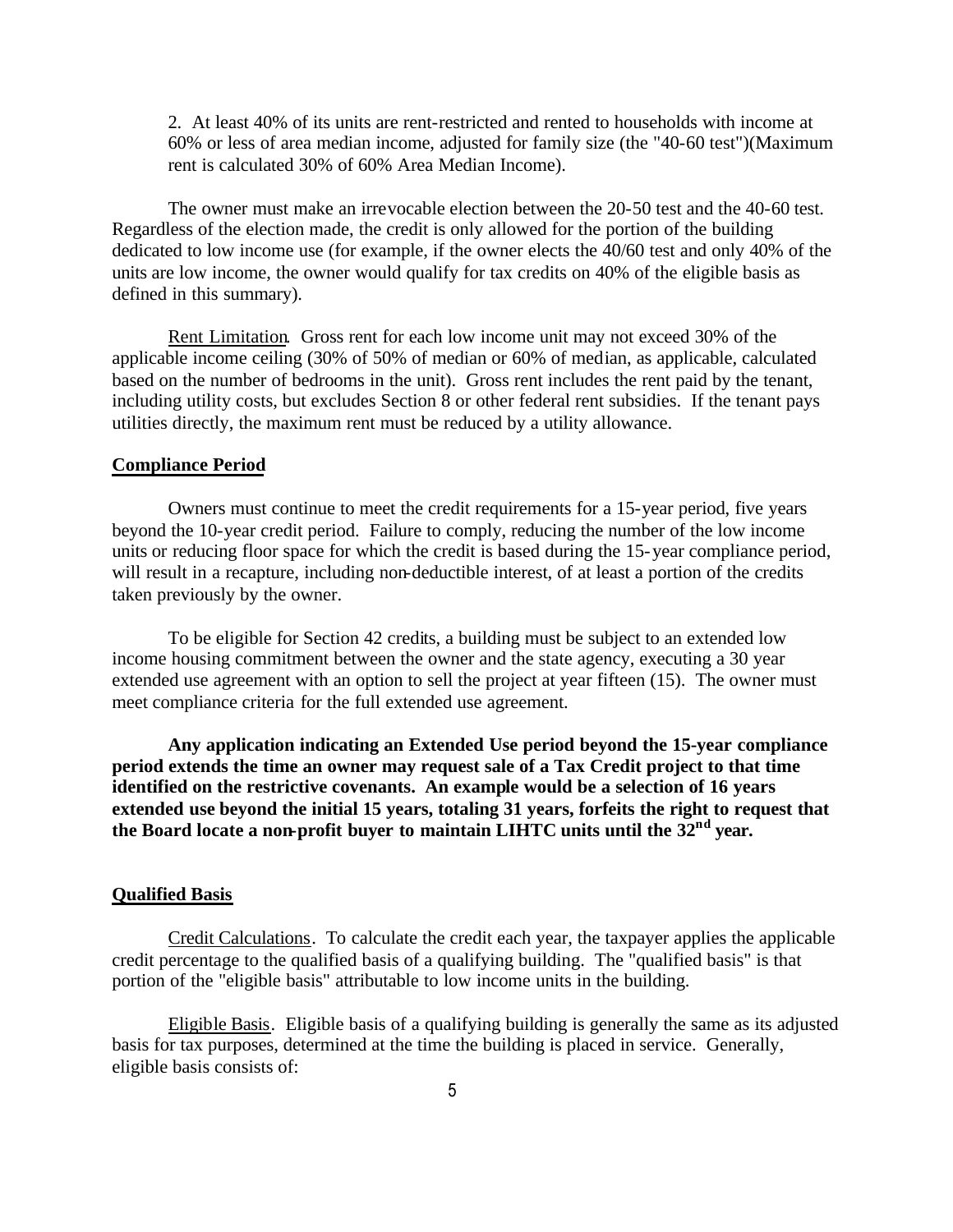2. At least 40% of its units are rent-restricted and rented to households with income at 60% or less of area median income, adjusted for family size (the "40-60 test")(Maximum rent is calculated 30% of 60% Area Median Income).

The owner must make an irrevocable election between the 20-50 test and the 40-60 test. Regardless of the election made, the credit is only allowed for the portion of the building dedicated to low income use (for example, if the owner elects the 40/60 test and only 40% of the units are low income, the owner would qualify for tax credits on 40% of the eligible basis as defined in this summary).

Rent Limitation. Gross rent for each low income unit may not exceed 30% of the applicable income ceiling (30% of 50% of median or 60% of median, as applicable, calculated based on the number of bedrooms in the unit). Gross rent includes the rent paid by the tenant, including utility costs, but excludes Section 8 or other federal rent subsidies. If the tenant pays utilities directly, the maximum rent must be reduced by a utility allowance.

## Compliance Period

Owners must continue to meet the credit requirements for a 15-year period, five years beyond the 10-year credit period. Failure to comply, reducing the number of the low income units or reducing floor space for which the credit is based during the 15-year compliance period, will result in a recapture, including non-deductible interest, of at least a portion of the credits taken previously by the owner.

To be eligible for Section 42 credits, a building must be subject to an extended low income housing commitment between the owner and the state agency, executing a 30 year extended use agreement with an option to sell the project at year fifteen (15). The owner must meet compliance criteria for the full extended use agreement.

**Any application indicating an Extended Use period beyond the 15-year compliance period extends the time an owner may request sale of a Tax Credit project to that time identified on the restrictive covenants. An example would be a selection of 16 years extended use beyond the initial 15 years, totaling 31 years, forfeits the right to request that the Board locate a non-profit buyer to maintain LIHTC units until the 32nd year.**

## Qualified Basis

Credit Calculations. To calculate the credit each year, the taxpayer applies the applicable credit percentage to the qualified basis of a qualifying building. The "qualified basis" is that portion of the "eligible basis" attributable to low income units in the building.

Eligible Basis. Eligible basis of a qualifying building is generally the same as its adjusted basis for tax purposes, determined at the time the building is placed in service. Generally, eligible basis consists of: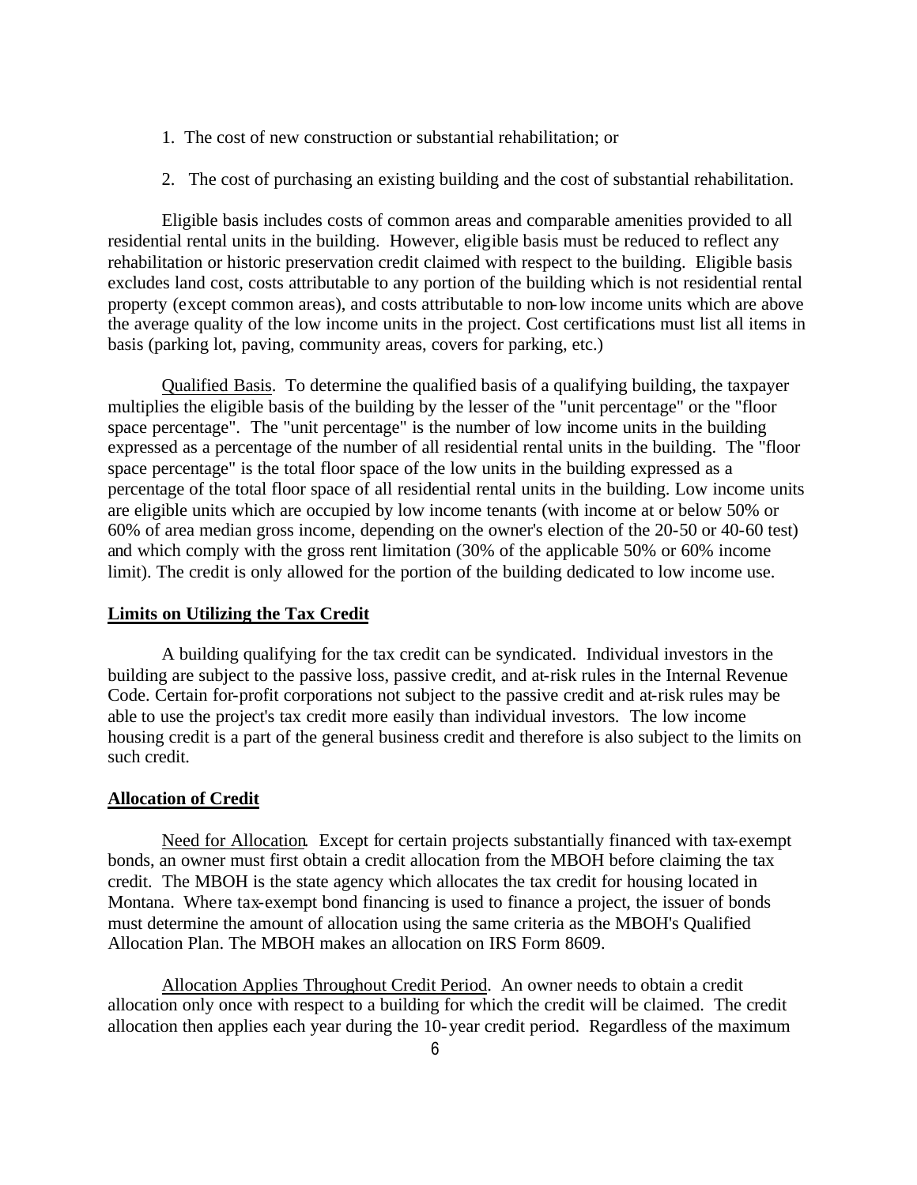1. The cost of new construction or substantial rehabilitation; or

2. The cost of purchasing an existing building and the cost of substantial rehabilitation.

Eligible basis includes costs of common areas and comparable amenities provided to all residential rental units in the building. However, eligible basis must be reduced to reflect any rehabilitation or historic preservation credit claimed with respect to the building. Eligible basis excludes land cost, costs attributable to any portion of the building which is not residential rental property (except common areas), and costs attributable to non-low income units which are above the average quality of the low income units in the project. Cost certifications must list all items in basis (parking lot, paving, community areas, covers for parking, etc.)

Qualified Basis. To determine the qualified basis of a qualifying building, the taxpayer multiplies the eligible basis of the building by the lesser of the "unit percentage" or the "floor space percentage". The "unit percentage" is the number of low income units in the building expressed as a percentage of the number of all residential rental units in the building. The "floor space percentage" is the total floor space of the low units in the building expressed as a percentage of the total floor space of all residential rental units in the building. Low income units are eligible units which are occupied by low income tenants (with income at or below 50% or 60% of area median gross income, depending on the owner's election of the 20-50 or 40-60 test) and which comply with the gross rent limitation (30% of the applicable 50% or 60% income limit). The credit is only allowed for the portion of the building dedicated to low income use.

**Limits on Utilizing the Tax Credit**

A building qualifying for the tax credit can be syndicated. Individual investors in the building are subject to the passive loss, passive credit, and at-risk rules in the Internal Revenue Code. Certain for-profit corporations not subject to the passive credit and at-risk rules may be able to use the project's tax credit more easily than individual investors. The low income housing credit is a part of the general business credit and therefore is also subject to the limits on such credit.

**Allocation of Credit**

Need for Allocation. Except for certain projects substantially financed with tax-exempt bonds, an owner must first obtain a credit allocation from the MBOH before claiming the tax credit. The MBOH is the state agency which allocates the tax credit for housing located in Montana. Where tax-exempt bond financing is used to finance a project, the issuer of bonds must determine the amount of allocation using the same criteria as the MBOH's Qualified Allocation Plan. The MBOH makes an allocation on IRS Form 8609.

Allocation Applies Throughout Credit Period. An owner needs to obtain a credit allocation only once with respect to a building for which the credit will be claimed. The credit allocation then applies each year during the 10-year credit period. Regardless of the maximum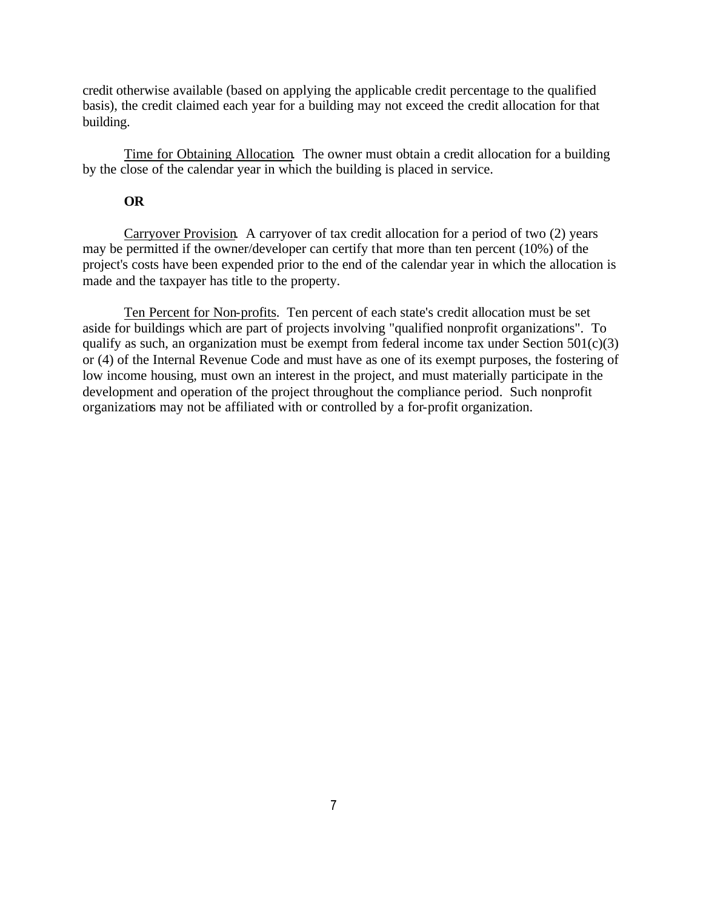credit otherwise available (based on applying the applicable credit percentage to the qualified basis), the credit claimed each year for a building may not exceed the credit allocation for that building.

<u>Time for Obtaining Allocation</u>. The owner must obtain a credit allocation for a building by the close of the calendar year in which the building is placed in service.

**OR**

<u>Carryover Provision</u>. A carryover of tax credit allocation for a period of two (2) years may be permitted if the owner/developer can certify that more than ten percent (10%) of the project's costs have been expended prior to the end of the calendar year in which the allocation is made and the taxpayer has title to the property.

<u>Ten Percent for Non-profits</u>. Ten percent of each state's credit allocation must be set aside for buildings which are part of projects involving "qualified nonprofit organizations". To qualify as such, an organization must be exempt from federal income tax under Section 501(c)(3) or (4) of the Internal Revenue Code and must have as one of its exempt purposes, the fostering of low income housing, must own an interest in the project, and must materially participate in the development and operation of the project throughout the compliance period. Such nonprofit organizations may not be affiliated with or controlled by a for-profit organization.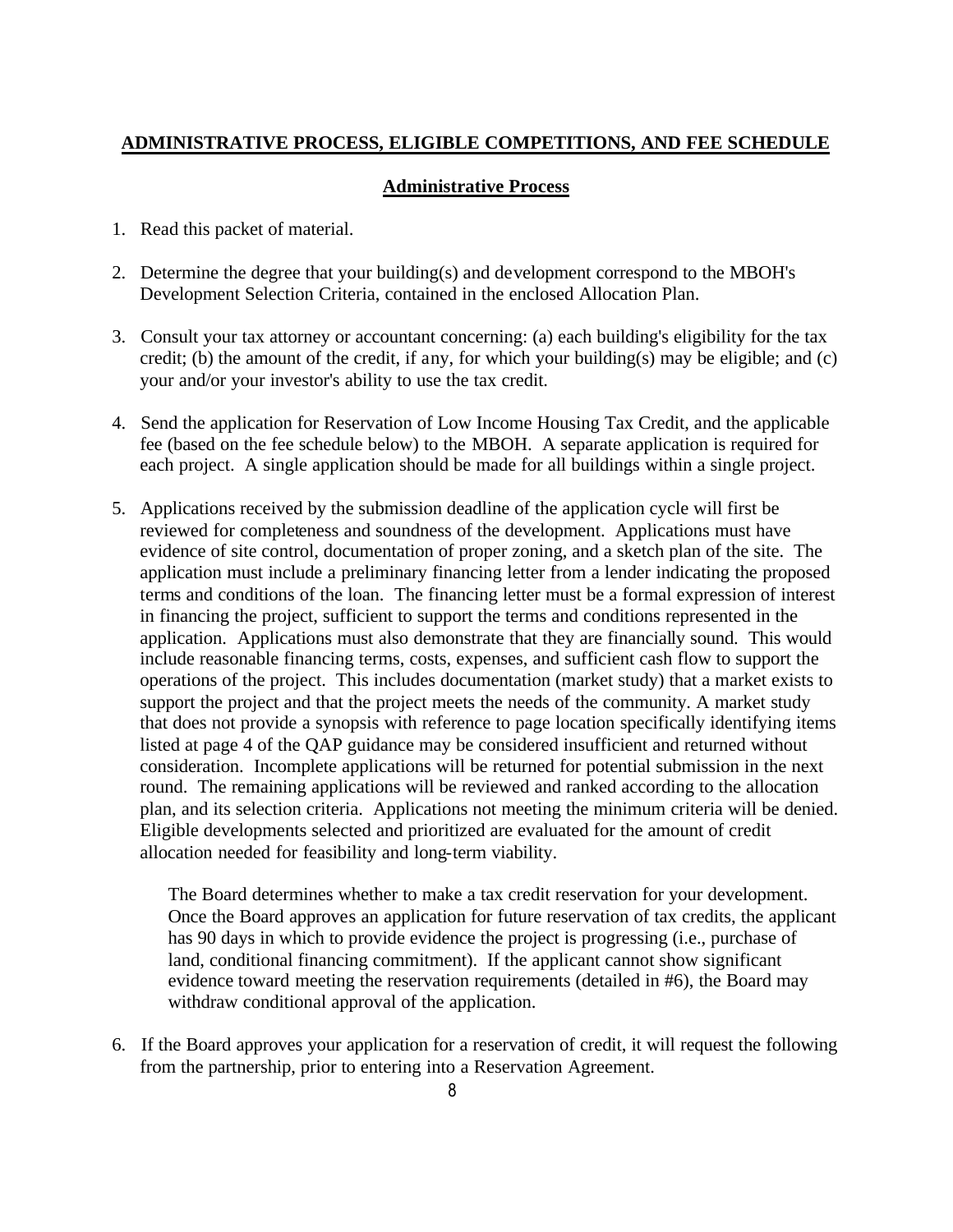## ADMINISTRATIVE PROCESS, ELIGIBLE COMPETITIONS, AND FEE SCHEDULE

### Administrative Process

1. Read this packet of material.

2. Determine the degree that your building(s) and development correspond to the MBOH's Development Selection Criteria, contained in the enclosed Allocation Plan.

3. Consult your tax attorney or accountant concerning: (a) each building's eligibility for the tax credit; (b) the amount of the credit, if any, for which your building(s) may be eligible; and (c) your and/or your investor's ability to use the tax credit.

4. Send the application for Reservation of Low Income Housing Tax Credit, and the applicable fee (based on the fee schedule below) to the MBOH. A separate application is required for each project. A single application should be made for all buildings within a single project.

5. Applications received by the submission deadline of the application cycle will first be reviewed for completeness and soundness of the development. Applications must have evidence of site control, documentation of proper zoning, and a sketch plan of the site. The application must include a preliminary financing letter from a lender indicating the proposed terms and conditions of the loan. The financing letter must be a formal expression of interest in financing the project, sufficient to support the terms and conditions represented in the application. Applications must also demonstrate that they are financially sound. This would include reasonable financing terms, costs, expenses, and sufficient cash flow to support the operations of the project. This includes documentation (market study) that a market exists to support the project and that the project meets the needs of the community. A market study that does not provide a synopsis with reference to page location specifically identifying items listed at page 4 of the QAP guidance may be considered insufficient and returned without consideration. Incomplete applications will be returned for potential submission in the next round. The remaining applications will be reviewed and ranked according to the allocation plan, and its selection criteria. Applications not meeting the minimum criteria will be denied. Eligible developments selected and prioritized are evaluated for the amount of credit allocation needed for feasibility and long-term viability.

   The Board determines whether to make a tax credit reservation for your development. Once the Board approves an application for future reservation of tax credits, the applicant has 90 days in which to provide evidence the project is progressing (i.e., purchase of land, conditional financing commitment). If the applicant cannot show significant evidence toward meeting the reservation requirements (detailed in #6), the Board may withdraw conditional approval of the application.

6. If the Board approves your application for a reservation of credit, it will request the following from the partnership, prior to entering into a Reservation Agreement.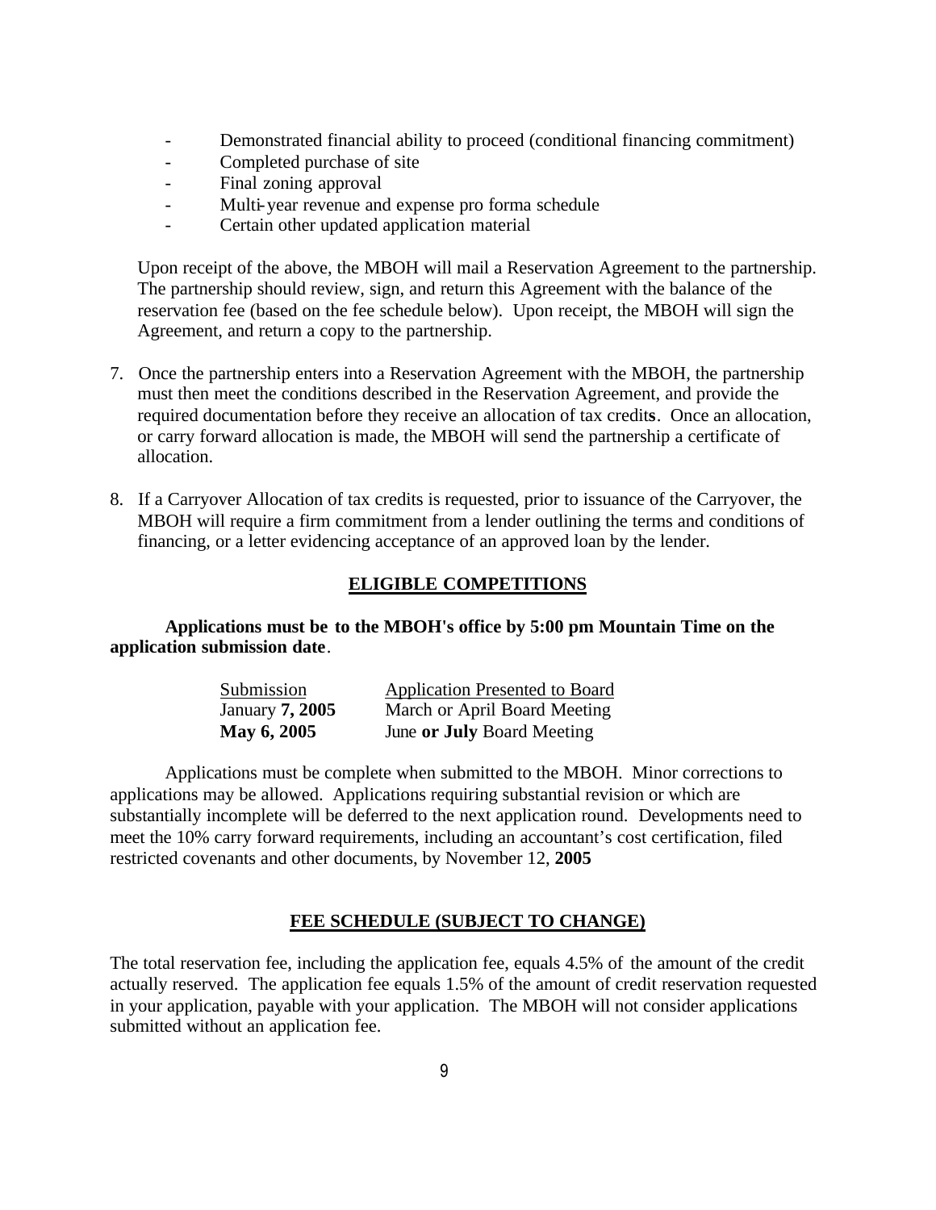- Demonstrated financial ability to proceed (conditional financing commitment)
- Completed purchase of site
- Final zoning approval
- Multi-year revenue and expense pro forma schedule
- Certain other updated application material

Upon receipt of the above, the MBOH will mail a Reservation Agreement to the partnership. The partnership should review, sign, and return this Agreement with the balance of the reservation fee (based on the fee schedule below). Upon receipt, the MBOH will sign the Agreement, and return a copy to the partnership.

7. Once the partnership enters into a Reservation Agreement with the MBOH, the partnership must then meet the conditions described in the Reservation Agreement, and provide the required documentation before they receive an allocation of tax credit**s**. Once an allocation, or carry forward allocation is made, the MBOH will send the partnership a certificate of allocation.

8. If a Carryover Allocation of tax credits is requested, prior to issuance of the Carryover, the MBOH will require a firm commitment from a lender outlining the terms and conditions of financing, or a letter evidencing acceptance of an approved loan by the lender.

## ELIGIBLE COMPETITIONS

**Applications must be to the MBOH's office by 5:00 pm Mountain Time on the application submission date**.

| Submission | Application Presented to Board |
| --- | --- |
| January **7, 2005** | March or April Board Meeting |
| **May 6, 2005** | June **or July** Board Meeting |

Applications must be complete when submitted to the MBOH. Minor corrections to applications may be allowed. Applications requiring substantial revision or which are substantially incomplete will be deferred to the next application round. Developments need to meet the 10% carry forward requirements, including an accountant's cost certification, filed restricted covenants and other documents, by November 12, **2005**

## FEE SCHEDULE (SUBJECT TO CHANGE)

The total reservation fee, including the application fee, equals 4.5% of the amount of the credit actually reserved. The application fee equals 1.5% of the amount of credit reservation requested in your application, payable with your application. The MBOH will not consider applications submitted without an application fee.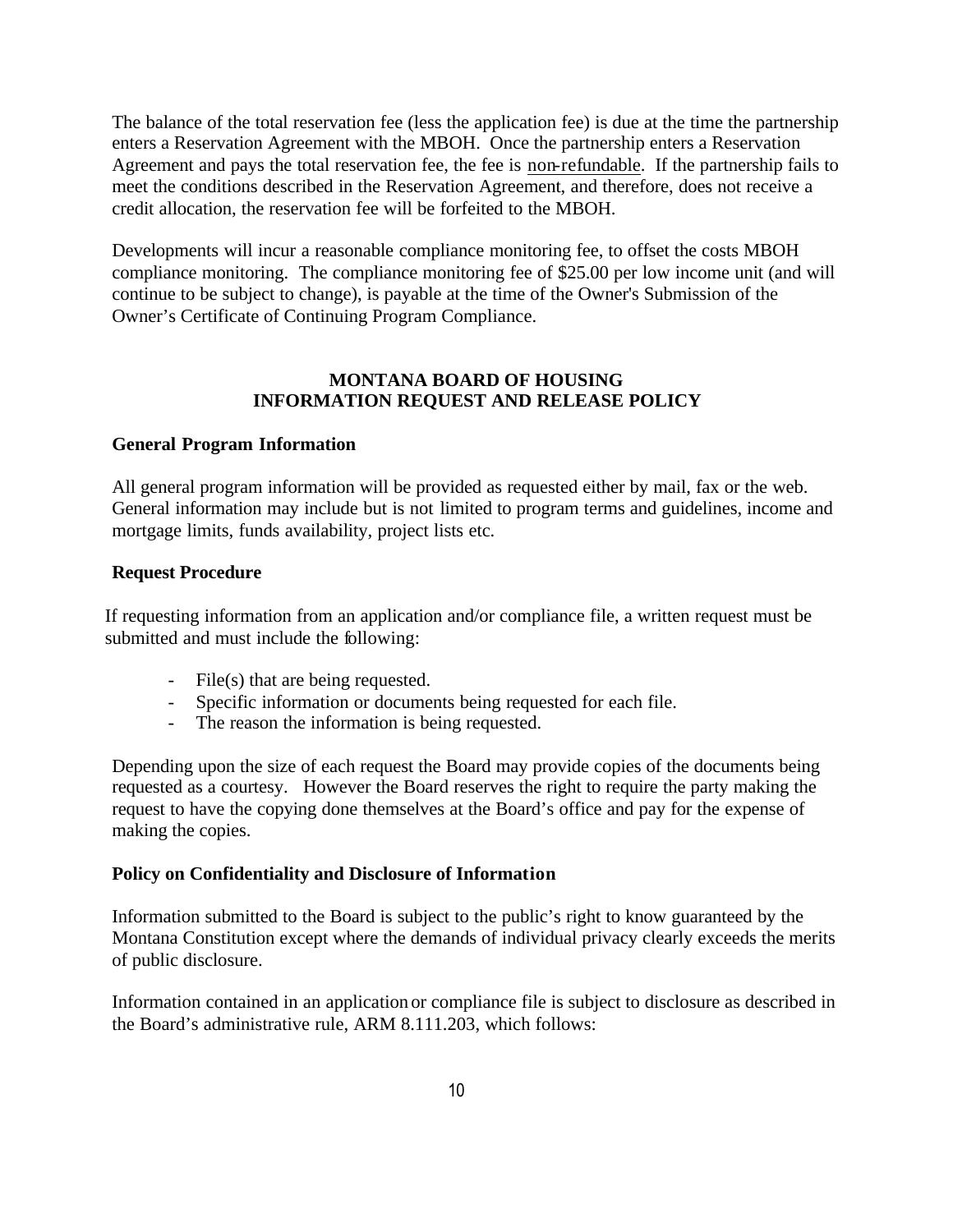The balance of the total reservation fee (less the application fee) is due at the time the partnership enters a Reservation Agreement with the MBOH. Once the partnership enters a Reservation Agreement and pays the total reservation fee, the fee is non-refundable. If the partnership fails to meet the conditions described in the Reservation Agreement, and therefore, does not receive a credit allocation, the reservation fee will be forfeited to the MBOH.

Developments will incur a reasonable compliance monitoring fee, to offset the costs MBOH compliance monitoring. The compliance monitoring fee of $25.00 per low income unit (and will continue to be subject to change), is payable at the time of the Owner's Submission of the Owner's Certificate of Continuing Program Compliance.

## MONTANA BOARD OF HOUSING
## INFORMATION REQUEST AND RELEASE POLICY

### General Program Information

All general program information will be provided as requested either by mail, fax or the web. General information may include but is not limited to program terms and guidelines, income and mortgage limits, funds availability, project lists etc.

### Request Procedure

If requesting information from an application and/or compliance file, a written request must be submitted and must include the following:

- File(s) that are being requested.
- Specific information or documents being requested for each file.
- The reason the information is being requested.

Depending upon the size of each request the Board may provide copies of the documents being requested as a courtesy. However the Board reserves the right to require the party making the request to have the copying done themselves at the Board's office and pay for the expense of making the copies.

### Policy on Confidentiality and Disclosure of Information

Information submitted to the Board is subject to the public's right to know guaranteed by the Montana Constitution except where the demands of individual privacy clearly exceeds the merits of public disclosure.

Information contained in an application or compliance file is subject to disclosure as described in the Board's administrative rule, ARM 8.111.203, which follows: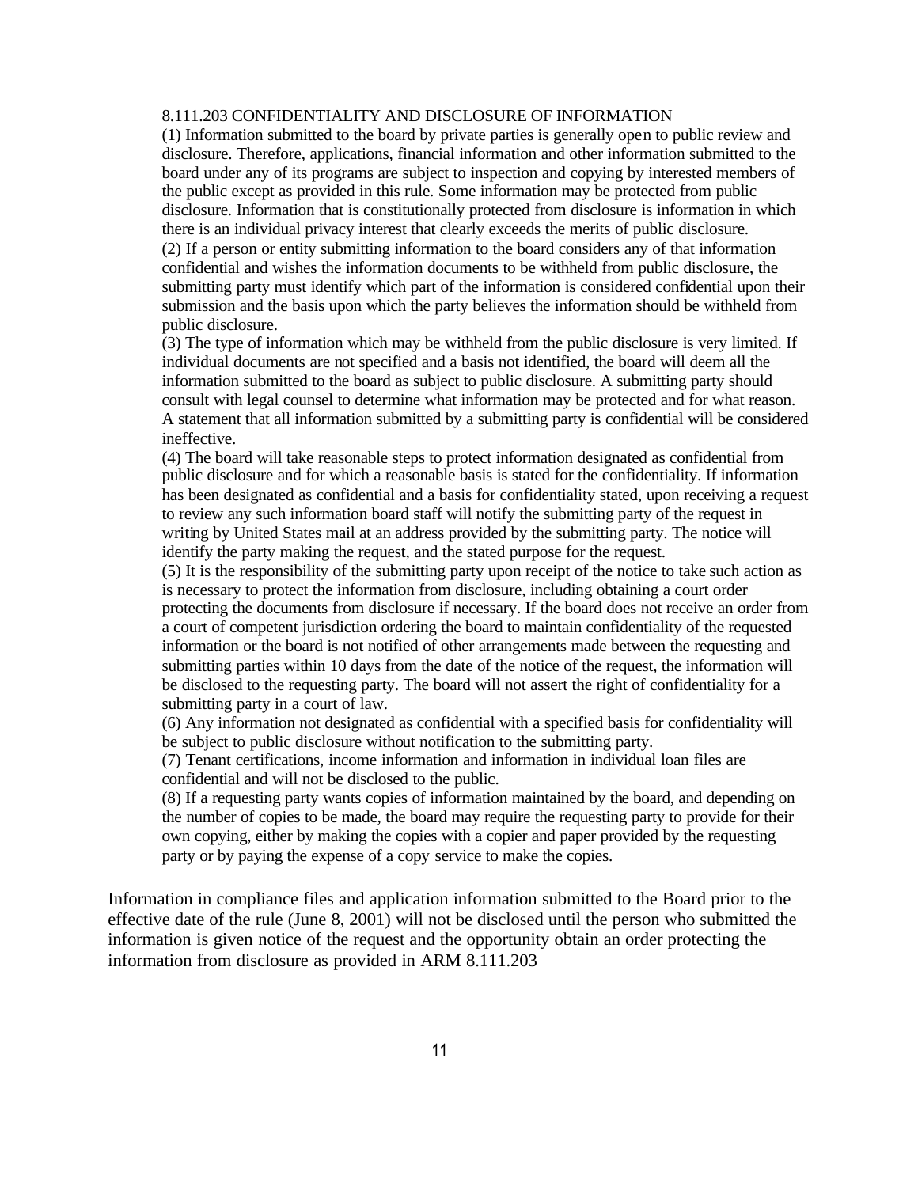8.111.203 CONFIDENTIALITY AND DISCLOSURE OF INFORMATION

(1) Information submitted to the board by private parties is generally open to public review and disclosure. Therefore, applications, financial information and other information submitted to the board under any of its programs are subject to inspection and copying by interested members of the public except as provided in this rule. Some information may be protected from public disclosure. Information that is constitutionally protected from disclosure is information in which there is an individual privacy interest that clearly exceeds the merits of public disclosure.

(2) If a person or entity submitting information to the board considers any of that information confidential and wishes the information documents to be withheld from public disclosure, the submitting party must identify which part of the information is considered confidential upon their submission and the basis upon which the party believes the information should be withheld from public disclosure.

(3) The type of information which may be withheld from the public disclosure is very limited. If individual documents are not specified and a basis not identified, the board will deem all the information submitted to the board as subject to public disclosure. A submitting party should consult with legal counsel to determine what information may be protected and for what reason. A statement that all information submitted by a submitting party is confidential will be considered ineffective.

(4) The board will take reasonable steps to protect information designated as confidential from public disclosure and for which a reasonable basis is stated for the confidentiality. If information has been designated as confidential and a basis for confidentiality stated, upon receiving a request to review any such information board staff will notify the submitting party of the request in writing by United States mail at an address provided by the submitting party. The notice will identify the party making the request, and the stated purpose for the request.

(5) It is the responsibility of the submitting party upon receipt of the notice to take such action as is necessary to protect the information from disclosure, including obtaining a court order protecting the documents from disclosure if necessary. If the board does not receive an order from a court of competent jurisdiction ordering the board to maintain confidentiality of the requested information or the board is not notified of other arrangements made between the requesting and submitting parties within 10 days from the date of the notice of the request, the information will be disclosed to the requesting party. The board will not assert the right of confidentiality for a submitting party in a court of law.

(6) Any information not designated as confidential with a specified basis for confidentiality will be subject to public disclosure without notification to the submitting party.

(7) Tenant certifications, income information and information in individual loan files are confidential and will not be disclosed to the public.

(8) If a requesting party wants copies of information maintained by the board, and depending on the number of copies to be made, the board may require the requesting party to provide for their own copying, either by making the copies with a copier and paper provided by the requesting party or by paying the expense of a copy service to make the copies.

Information in compliance files and application information submitted to the Board prior to the effective date of the rule (June 8, 2001) will not be disclosed until the person who submitted the information is given notice of the request and the opportunity obtain an order protecting the information from disclosure as provided in ARM 8.111.203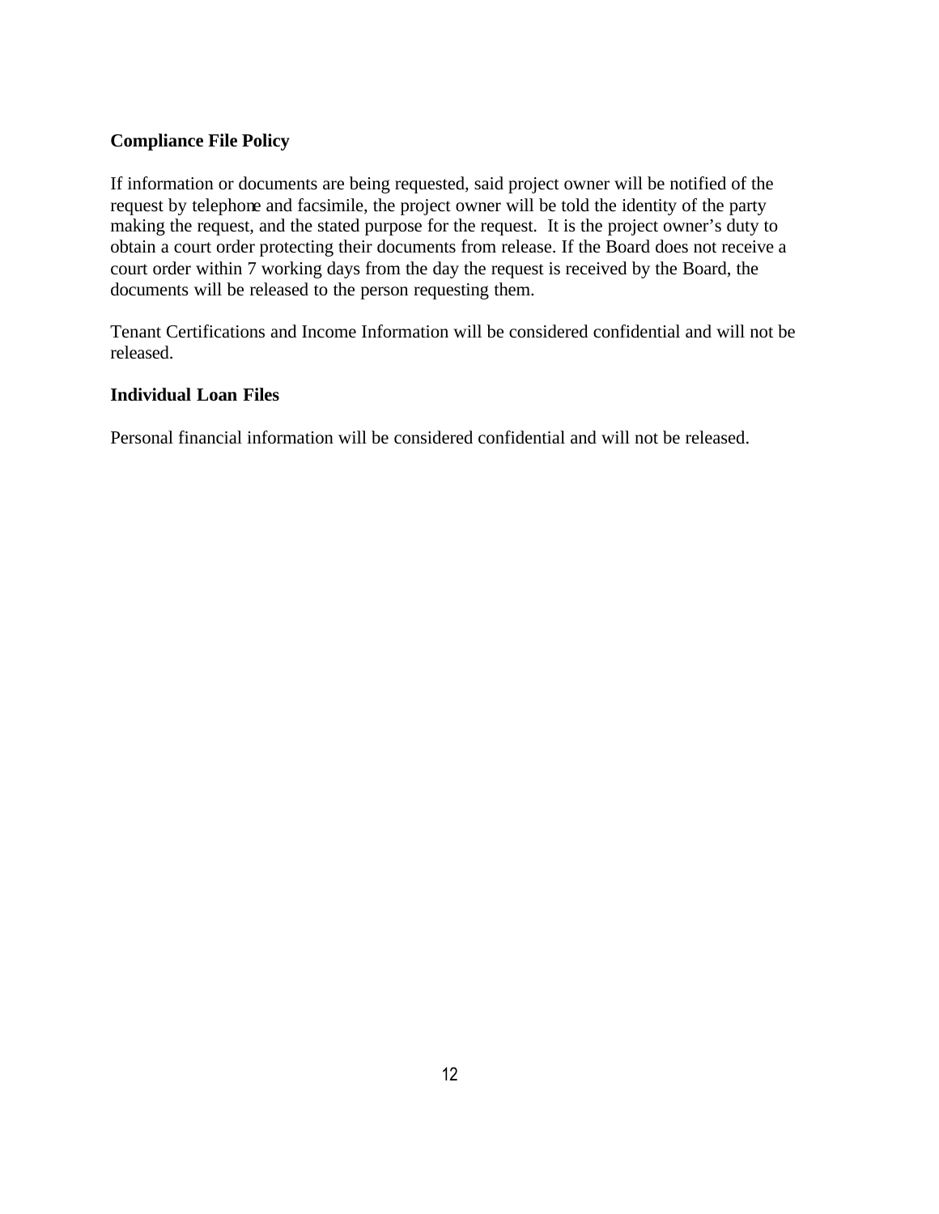**Compliance File Policy**

If information or documents are being requested, said project owner will be notified of the request by telephone and facsimile, the project owner will be told the identity of the party making the request, and the stated purpose for the request. It is the project owner's duty to obtain a court order protecting their documents from release. If the Board does not receive a court order within 7 working days from the day the request is received by the Board, the documents will be released to the person requesting them.

Tenant Certifications and Income Information will be considered confidential and will not be released.

**Individual Loan Files**

Personal financial information will be considered confidential and will not be released.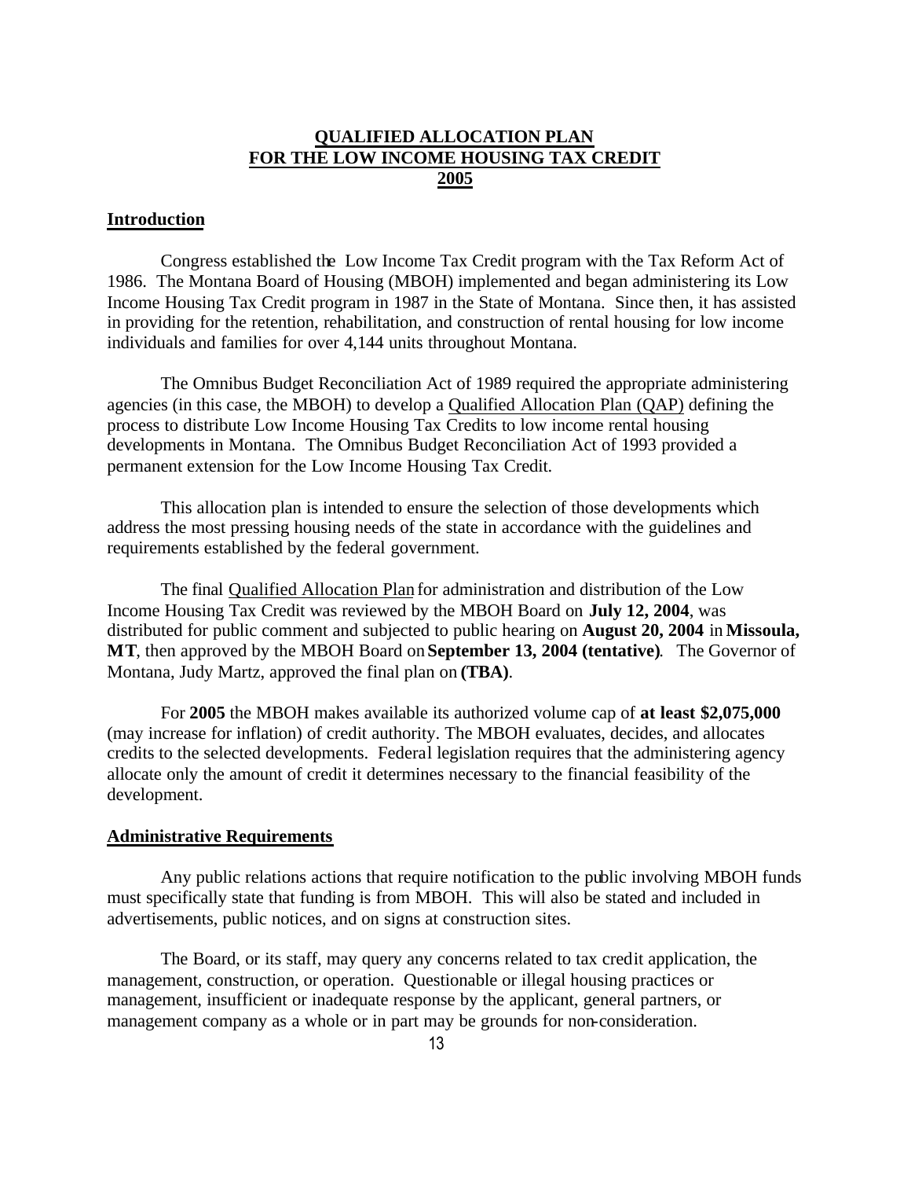# QUALIFIED ALLOCATION PLAN FOR THE LOW INCOME HOUSING TAX CREDIT 2005

## Introduction

Congress established the Low Income Tax Credit program with the Tax Reform Act of 1986. The Montana Board of Housing (MBOH) implemented and began administering its Low Income Housing Tax Credit program in 1987 in the State of Montana. Since then, it has assisted in providing for the retention, rehabilitation, and construction of rental housing for low income individuals and families for over 4,144 units throughout Montana.

The Omnibus Budget Reconciliation Act of 1989 required the appropriate administering agencies (in this case, the MBOH) to develop a Qualified Allocation Plan (QAP) defining the process to distribute Low Income Housing Tax Credits to low income rental housing developments in Montana. The Omnibus Budget Reconciliation Act of 1993 provided a permanent extension for the Low Income Housing Tax Credit.

This allocation plan is intended to ensure the selection of those developments which address the most pressing housing needs of the state in accordance with the guidelines and requirements established by the federal government.

The final Qualified Allocation Plan for administration and distribution of the Low Income Housing Tax Credit was reviewed by the MBOH Board on **July 12, 2004**, was distributed for public comment and subjected to public hearing on **August 20, 2004** in **Missoula, MT**, then approved by the MBOH Board on **September 13, 2004 (tentative)**. The Governor of Montana, Judy Martz, approved the final plan on **(TBA)**.

For **2005** the MBOH makes available its authorized volume cap of **at least $2,075,000** (may increase for inflation) of credit authority. The MBOH evaluates, decides, and allocates credits to the selected developments. Federal legislation requires that the administering agency allocate only the amount of credit it determines necessary to the financial feasibility of the development.

## Administrative Requirements

Any public relations actions that require notification to the public involving MBOH funds must specifically state that funding is from MBOH. This will also be stated and included in advertisements, public notices, and on signs at construction sites.

The Board, or its staff, may query any concerns related to tax credit application, the management, construction, or operation. Questionable or illegal housing practices or management, insufficient or inadequate response by the applicant, general partners, or management company as a whole or in part may be grounds for non-consideration.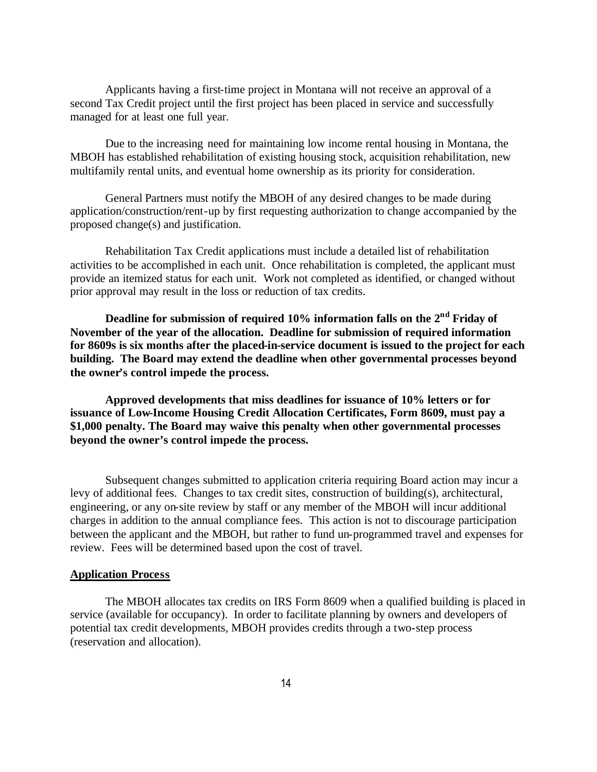Applicants having a first-time project in Montana will not receive an approval of a second Tax Credit project until the first project has been placed in service and successfully managed for at least one full year.

Due to the increasing need for maintaining low income rental housing in Montana, the MBOH has established rehabilitation of existing housing stock, acquisition rehabilitation, new multifamily rental units, and eventual home ownership as its priority for consideration.

General Partners must notify the MBOH of any desired changes to be made during application/construction/rent-up by first requesting authorization to change accompanied by the proposed change(s) and justification.

Rehabilitation Tax Credit applications must include a detailed list of rehabilitation activities to be accomplished in each unit. Once rehabilitation is completed, the applicant must provide an itemized status for each unit. Work not completed as identified, or changed without prior approval may result in the loss or reduction of tax credits.

**Deadline for submission of required 10% information falls on the 2nd Friday of November of the year of the allocation. Deadline for submission of required information for 8609s is six months after the placed-in-service document is issued to the project for each building. The Board may extend the deadline when other governmental processes beyond the owner's control impede the process.**

**Approved developments that miss deadlines for issuance of 10% letters or for issuance of Low-Income Housing Credit Allocation Certificates, Form 8609, must pay a $1,000 penalty. The Board may waive this penalty when other governmental processes beyond the owner's control impede the process.**

Subsequent changes submitted to application criteria requiring Board action may incur a levy of additional fees. Changes to tax credit sites, construction of building(s), architectural, engineering, or any on-site review by staff or any member of the MBOH will incur additional charges in addition to the annual compliance fees. This action is not to discourage participation between the applicant and the MBOH, but rather to fund un-programmed travel and expenses for review. Fees will be determined based upon the cost of travel.

## Application Process

The MBOH allocates tax credits on IRS Form 8609 when a qualified building is placed in service (available for occupancy). In order to facilitate planning by owners and developers of potential tax credit developments, MBOH provides credits through a two-step process (reservation and allocation).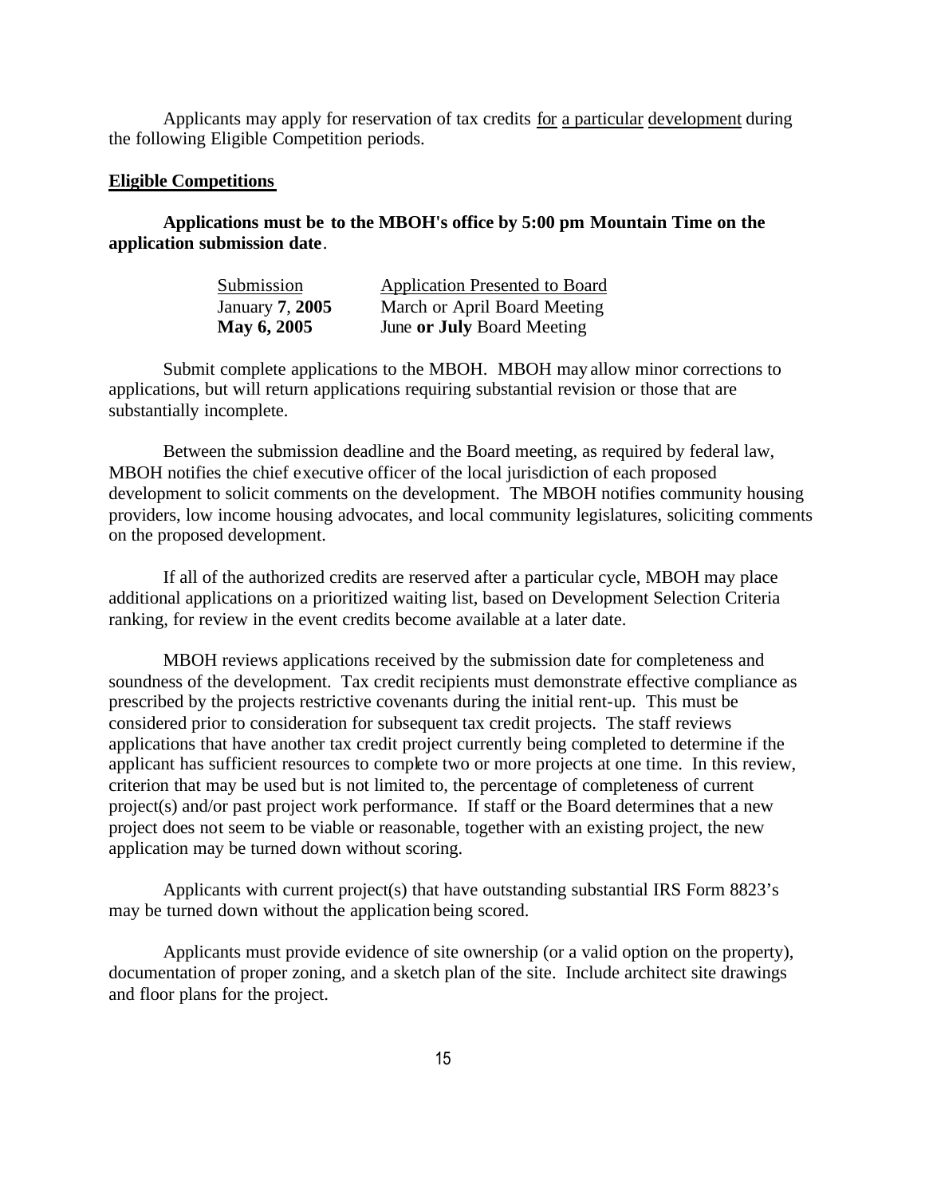Applicants may apply for reservation of tax credits for a particular development during the following Eligible Competition periods.

**Eligible Competitions**

**Applications must be to the MBOH's office by 5:00 pm Mountain Time on the application submission date**.

| Submission | Application Presented to Board |
|---|---|
| January **7**, **2005** | March or April Board Meeting |
| **May 6, 2005** | June **or July** Board Meeting |

Submit complete applications to the MBOH. MBOH may allow minor corrections to applications, but will return applications requiring substantial revision or those that are substantially incomplete.

Between the submission deadline and the Board meeting, as required by federal law, MBOH notifies the chief executive officer of the local jurisdiction of each proposed development to solicit comments on the development. The MBOH notifies community housing providers, low income housing advocates, and local community legislatures, soliciting comments on the proposed development.

If all of the authorized credits are reserved after a particular cycle, MBOH may place additional applications on a prioritized waiting list, based on Development Selection Criteria ranking, for review in the event credits become available at a later date.

MBOH reviews applications received by the submission date for completeness and soundness of the development. Tax credit recipients must demonstrate effective compliance as prescribed by the projects restrictive covenants during the initial rent-up. This must be considered prior to consideration for subsequent tax credit projects. The staff reviews applications that have another tax credit project currently being completed to determine if the applicant has sufficient resources to complete two or more projects at one time. In this review, criterion that may be used but is not limited to, the percentage of completeness of current project(s) and/or past project work performance. If staff or the Board determines that a new project does not seem to be viable or reasonable, together with an existing project, the new application may be turned down without scoring.

Applicants with current project(s) that have outstanding substantial IRS Form 8823's may be turned down without the application being scored.

Applicants must provide evidence of site ownership (or a valid option on the property), documentation of proper zoning, and a sketch plan of the site. Include architect site drawings and floor plans for the project.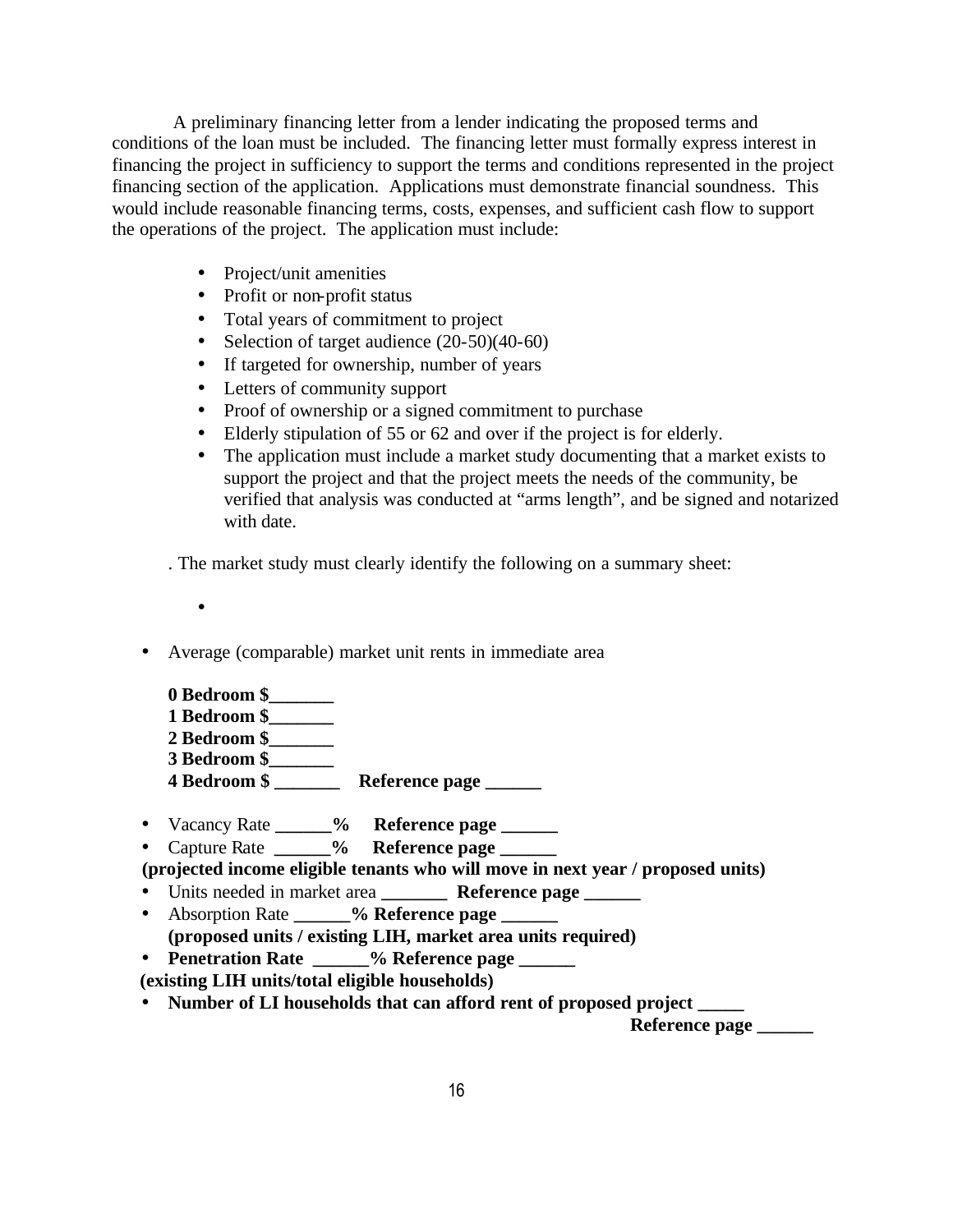A preliminary financing letter from a lender indicating the proposed terms and conditions of the loan must be included. The financing letter must formally express interest in financing the project in sufficiency to support the terms and conditions represented in the project financing section of the application. Applications must demonstrate financial soundness. This would include reasonable financing terms, costs, expenses, and sufficient cash flow to support the operations of the project. The application must include:

- Project/unit amenities
- Profit or non-profit status
- Total years of commitment to project
- Selection of target audience (20-50)(40-60)
- If targeted for ownership, number of years
- Letters of community support
- Proof of ownership or a signed commitment to purchase
- Elderly stipulation of 55 or 62 and over if the project is for elderly.
- The application must include a market study documenting that a market exists to support the project and that the project meets the needs of the community, be verified that analysis was conducted at "arms length", and be signed and notarized with date.

. The market study must clearly identify the following on a summary sheet:

- 

- Average (comparable) market unit rents in immediate area

  **0 Bedroom $_______**
  **1 Bedroom $_______**
  **2 Bedroom $_______**
  **3 Bedroom $_______**
  **4 Bedroom $ _______ Reference page ______**

- Vacancy Rate **______% Reference page ______**
- Capture Rate **______% Reference page ______**

**(projected income eligible tenants who will move in next year / proposed units)**

- Units needed in market area **_______ Reference page ______**
- Absorption Rate **______% Reference page ______**
  **(proposed units / existing LIH, market area units required)**
- **Penetration Rate ______% Reference page ______**

**(existing LIH units/total eligible households)**

- **Number of LI households that can afford rent of proposed project _____**
  **Reference page ______**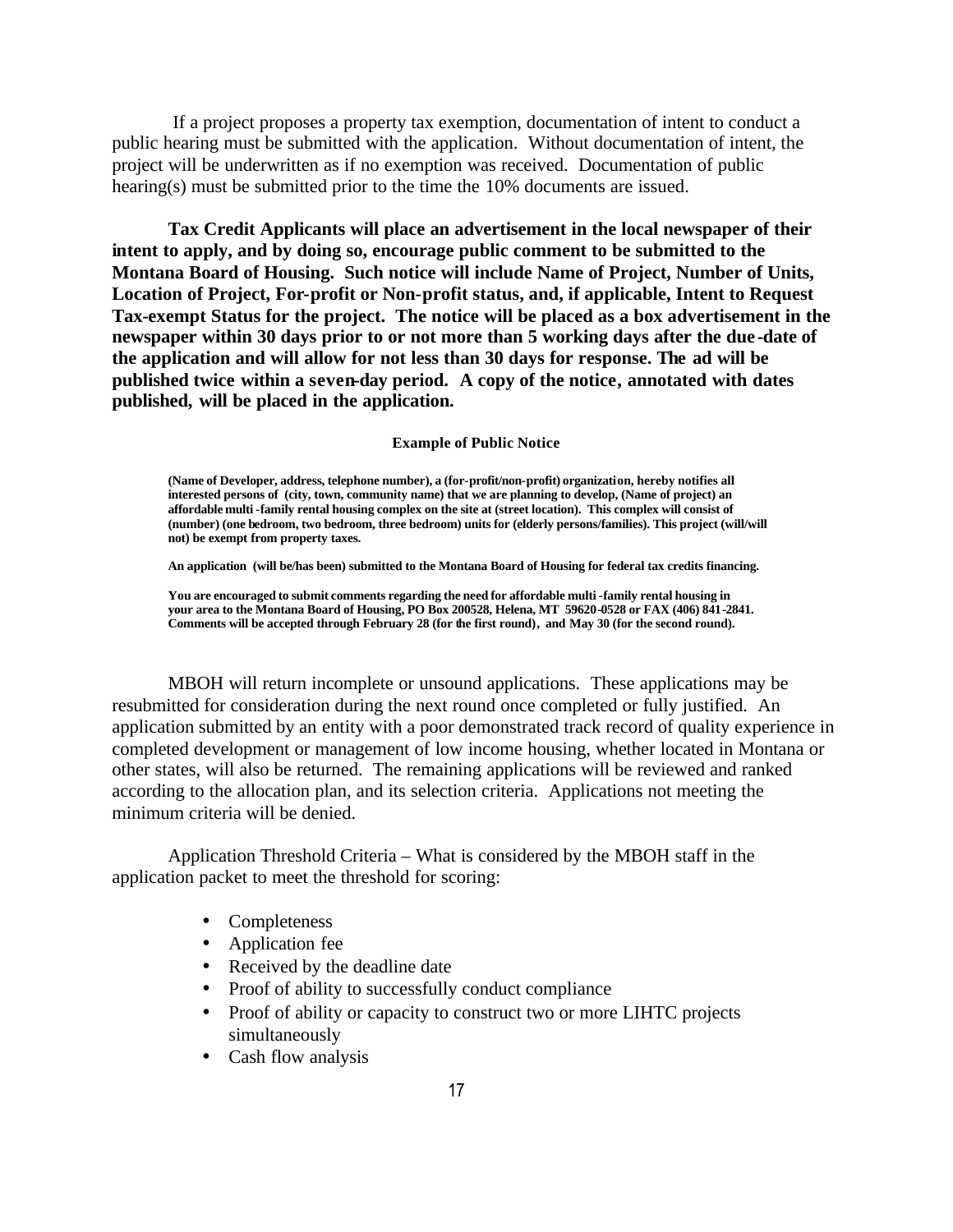If a project proposes a property tax exemption, documentation of intent to conduct a public hearing must be submitted with the application. Without documentation of intent, the project will be underwritten as if no exemption was received. Documentation of public hearing(s) must be submitted prior to the time the 10% documents are issued.

**Tax Credit Applicants will place an advertisement in the local newspaper of their intent to apply, and by doing so, encourage public comment to be submitted to the Montana Board of Housing. Such notice will include Name of Project, Number of Units, Location of Project, For-profit or Non-profit status, and, if applicable, Intent to Request Tax-exempt Status for the project. The notice will be placed as a box advertisement in the newspaper within 30 days prior to or not more than 5 working days after the due-date of the application and will allow for not less than 30 days for response. The ad will be published twice within a seven-day period. A copy of the notice, annotated with dates published, will be placed in the application.**

**Example of Public Notice**

**(Name of Developer, address, telephone number), a (for-profit/non-profit) organization, hereby notifies all interested persons of (city, town, community name) that we are planning to develop, (Name of project) an affordable multi-family rental housing complex on the site at (street location). This complex will consist of (number) (one bedroom, two bedroom, three bedroom) units for (elderly persons/families). This project (will/will not) be exempt from property taxes.**

**An application (will be/has been) submitted to the Montana Board of Housing for federal tax credits financing.**

**You are encouraged to submit comments regarding the need for affordable multi-family rental housing in your area to the Montana Board of Housing, PO Box 200528, Helena, MT 59620-0528 or FAX (406) 841-2841. Comments will be accepted through February 28 (for the first round), and May 30 (for the second round).**

MBOH will return incomplete or unsound applications. These applications may be resubmitted for consideration during the next round once completed or fully justified. An application submitted by an entity with a poor demonstrated track record of quality experience in completed development or management of low income housing, whether located in Montana or other states, will also be returned. The remaining applications will be reviewed and ranked according to the allocation plan, and its selection criteria. Applications not meeting the minimum criteria will be denied.

Application Threshold Criteria – What is considered by the MBOH staff in the application packet to meet the threshold for scoring:

- Completeness
- Application fee
- Received by the deadline date
- Proof of ability to successfully conduct compliance
- Proof of ability or capacity to construct two or more LIHTC projects simultaneously
- Cash flow analysis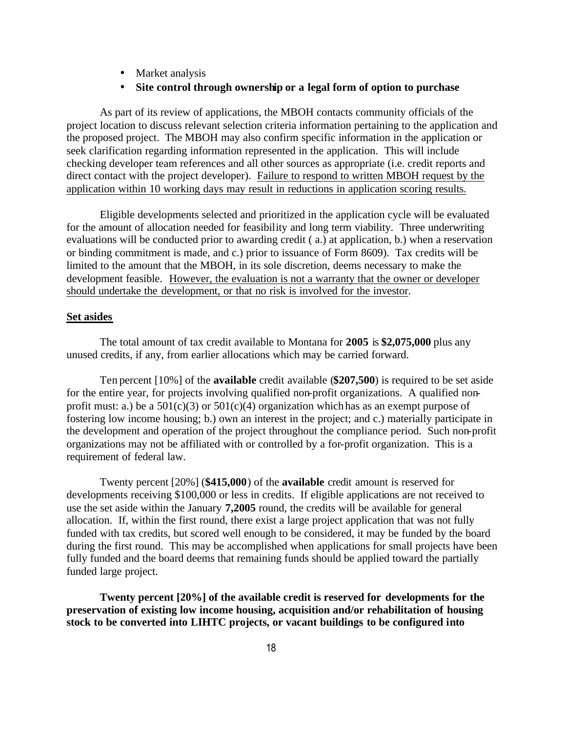- Market analysis
- **Site control through ownership or a legal form of option to purchase**

As part of its review of applications, the MBOH contacts community officials of the project location to discuss relevant selection criteria information pertaining to the application and the proposed project. The MBOH may also confirm specific information in the application or seek clarification regarding information represented in the application. This will include checking developer team references and all other sources as appropriate (i.e. credit reports and direct contact with the project developer). <u>Failure to respond to written MBOH request by the application within 10 working days may result in reductions in application scoring results.</u>

Eligible developments selected and prioritized in the application cycle will be evaluated for the amount of allocation needed for feasibility and long term viability. Three underwriting evaluations will be conducted prior to awarding credit ( a.) at application, b.) when a reservation or binding commitment is made, and c.) prior to issuance of Form 8609). Tax credits will be limited to the amount that the MBOH, in its sole discretion, deems necessary to make the development feasible. <u>However, the evaluation is not a warranty that the owner or developer should undertake the development, or that no risk is involved for the investor</u>.

**<u>Set asides</u>**

The total amount of tax credit available to Montana for **2005** is **$2,075,000** plus any unused credits, if any, from earlier allocations which may be carried forward.

Ten percent [10%] of the **available** credit available (**$207,500**) is required to be set aside for the entire year, for projects involving qualified non-profit organizations. A qualified non-profit must: a.) be a 501(c)(3) or 501(c)(4) organization which has as an exempt purpose of fostering low income housing; b.) own an interest in the project; and c.) materially participate in the development and operation of the project throughout the compliance period. Such non-profit organizations may not be affiliated with or controlled by a for-profit organization. This is a requirement of federal law.

Twenty percent [20%] (**$415,000**) of the **available** credit amount is reserved for developments receiving $100,000 or less in credits. If eligible applications are not received to use the set aside within the January **7,2005** round, the credits will be available for general allocation. If, within the first round, there exist a large project application that was not fully funded with tax credits, but scored well enough to be considered, it may be funded by the board during the first round. This may be accomplished when applications for small projects have been fully funded and the board deems that remaining funds should be applied toward the partially funded large project.

**Twenty percent [20%] of the available credit is reserved for developments for the preservation of existing low income housing, acquisition and/or rehabilitation of housing stock to be converted into LIHTC projects, or vacant buildings to be configured into**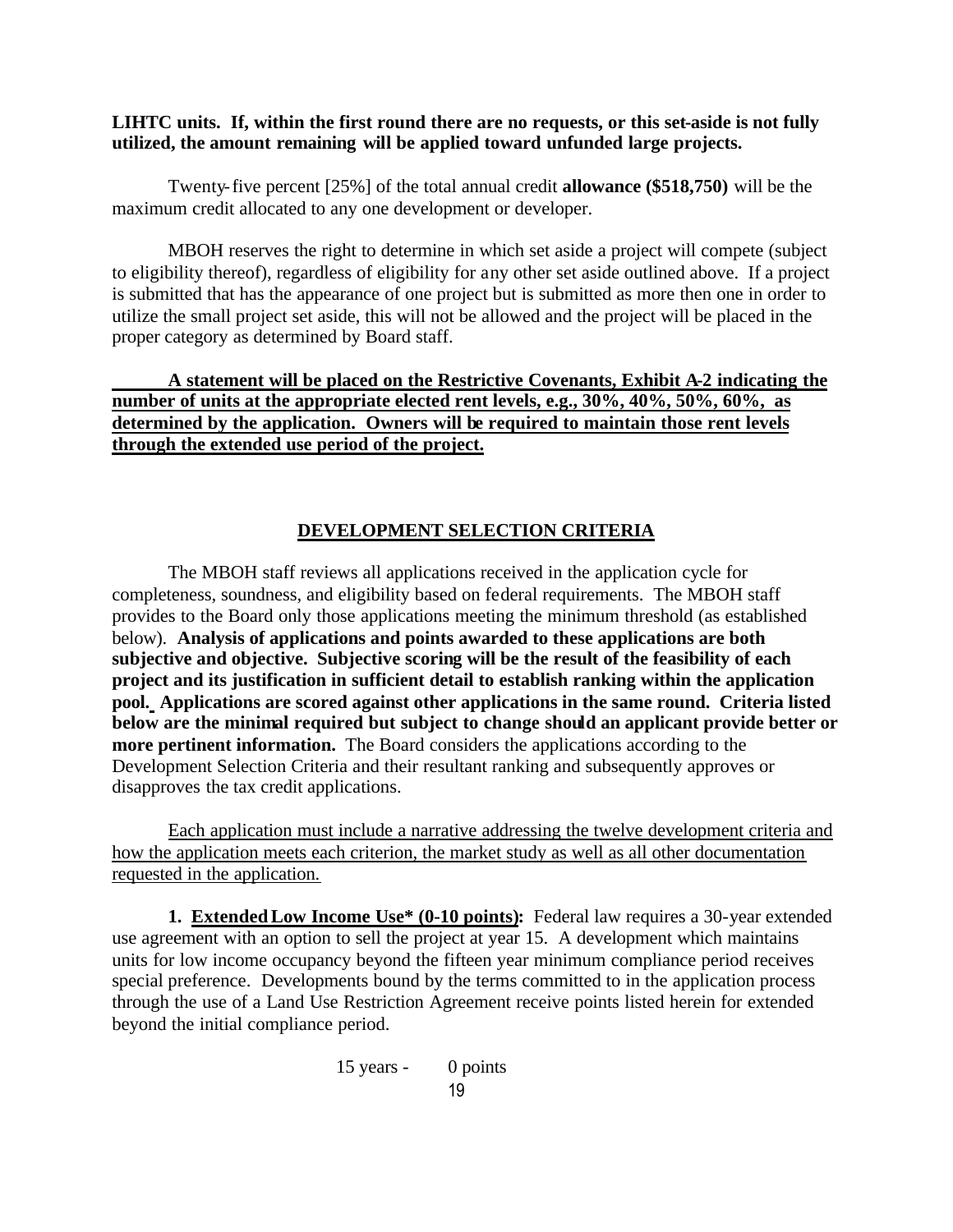**LIHTC units. If, within the first round there are no requests, or this set-aside is not fully utilized, the amount remaining will be applied toward unfunded large projects.**

Twenty-five percent [25%] of the total annual credit **allowance ($518,750)** will be the maximum credit allocated to any one development or developer.

MBOH reserves the right to determine in which set aside a project will compete (subject to eligibility thereof), regardless of eligibility for any other set aside outlined above. If a project is submitted that has the appearance of one project but is submitted as more then one in order to utilize the small project set aside, this will not be allowed and the project will be placed in the proper category as determined by Board staff.

<u>**A statement will be placed on the Restrictive Covenants, Exhibit A-2 indicating the number of units at the appropriate elected rent levels, e.g., 30%, 40%, 50%, 60%, as determined by the application. Owners will be required to maintain those rent levels through the extended use period of the project.**</u>

## <u>DEVELOPMENT SELECTION CRITERIA</u>

The MBOH staff reviews all applications received in the application cycle for completeness, soundness, and eligibility based on federal requirements. The MBOH staff provides to the Board only those applications meeting the minimum threshold (as established below). **Analysis of applications and points awarded to these applications are both subjective and objective. Subjective scoring will be the result of the feasibility of each project and its justification in sufficient detail to establish ranking within the application pool. Applications are scored against other applications in the same round. Criteria listed below are the minimal required but subject to change should an applicant provide better or more pertinent information.** The Board considers the applications according to the Development Selection Criteria and their resultant ranking and subsequently approves or disapproves the tax credit applications.

<u>Each application must include a narrative addressing the twelve development criteria and how the application meets each criterion, the market study as well as all other documentation requested in the application.</u>

**1. <u>Extended Low Income Use* (0-10 points)</u>:** Federal law requires a 30-year extended use agreement with an option to sell the project at year 15. A development which maintains units for low income occupancy beyond the fifteen year minimum compliance period receives special preference. Developments bound by the terms committed to in the application process through the use of a Land Use Restriction Agreement receive points listed herein for extended beyond the initial compliance period.

15 years - 0 points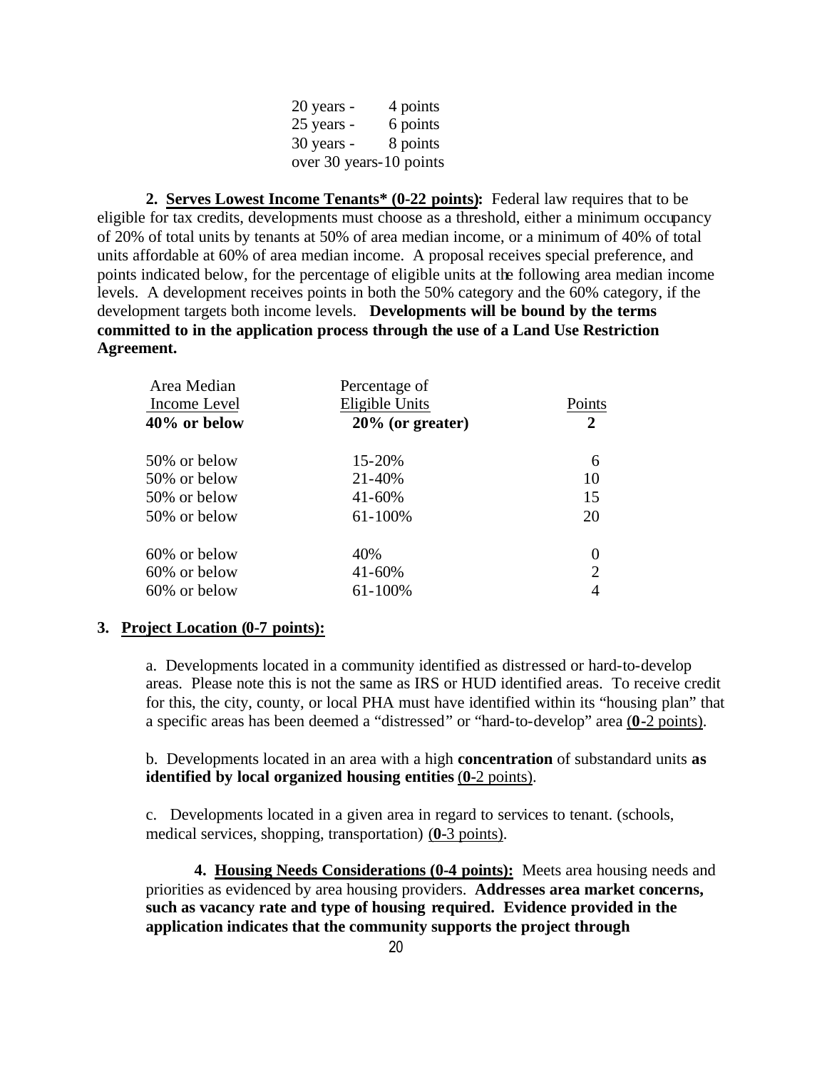20 years - 4 points
25 years - 6 points
30 years - 8 points
over 30 years-10 points

**2. <u>Serves Lowest Income Tenants* (0-22 points)</u>:** Federal law requires that to be eligible for tax credits, developments must choose as a threshold, either a minimum occupancy of 20% of total units by tenants at 50% of area median income, or a minimum of 40% of total units affordable at 60% of area median income. A proposal receives special preference, and points indicated below, for the percentage of eligible units at the following area median income levels. A development receives points in both the 50% category and the 60% category, if the development targets both income levels. **Developments will be bound by the terms committed to in the application process through the use of a Land Use Restriction Agreement.**

| Area Median Income Level | Percentage of Eligible Units | Points |
|---|---|---|
| **40% or below** | **20% (or greater)** | **2** |
| 50% or below | 15-20% | 6 |
| 50% or below | 21-40% | 10 |
| 50% or below | 41-60% | 15 |
| 50% or below | 61-100% | 20 |
| 60% or below | 40% | 0 |
| 60% or below | 41-60% | 2 |
| 60% or below | 61-100% | 4 |

**3. <u>Project Location (0-7 points):</u>**

a. Developments located in a community identified as distressed or hard-to-develop areas. Please note this is not the same as IRS or HUD identified areas. To receive credit for this, the city, county, or local PHA must have identified within its "housing plan" that a specific areas has been deemed a "distressed" or "hard-to-develop" area (<u>**0-**2 points</u>).

b. Developments located in an area with a high **concentration** of substandard units **as identified by local organized housing entities** (<u>**0-**2 points</u>).

c. Developments located in a given area in regard to services to tenant. (schools, medical services, shopping, transportation) (<u>**0-**3 points</u>).

**4. <u>Housing Needs Considerations (0-4 points):</u>** Meets area housing needs and priorities as evidenced by area housing providers. **Addresses area market concerns, such as vacancy rate and type of housing required. Evidence provided in the application indicates that the community supports the project through**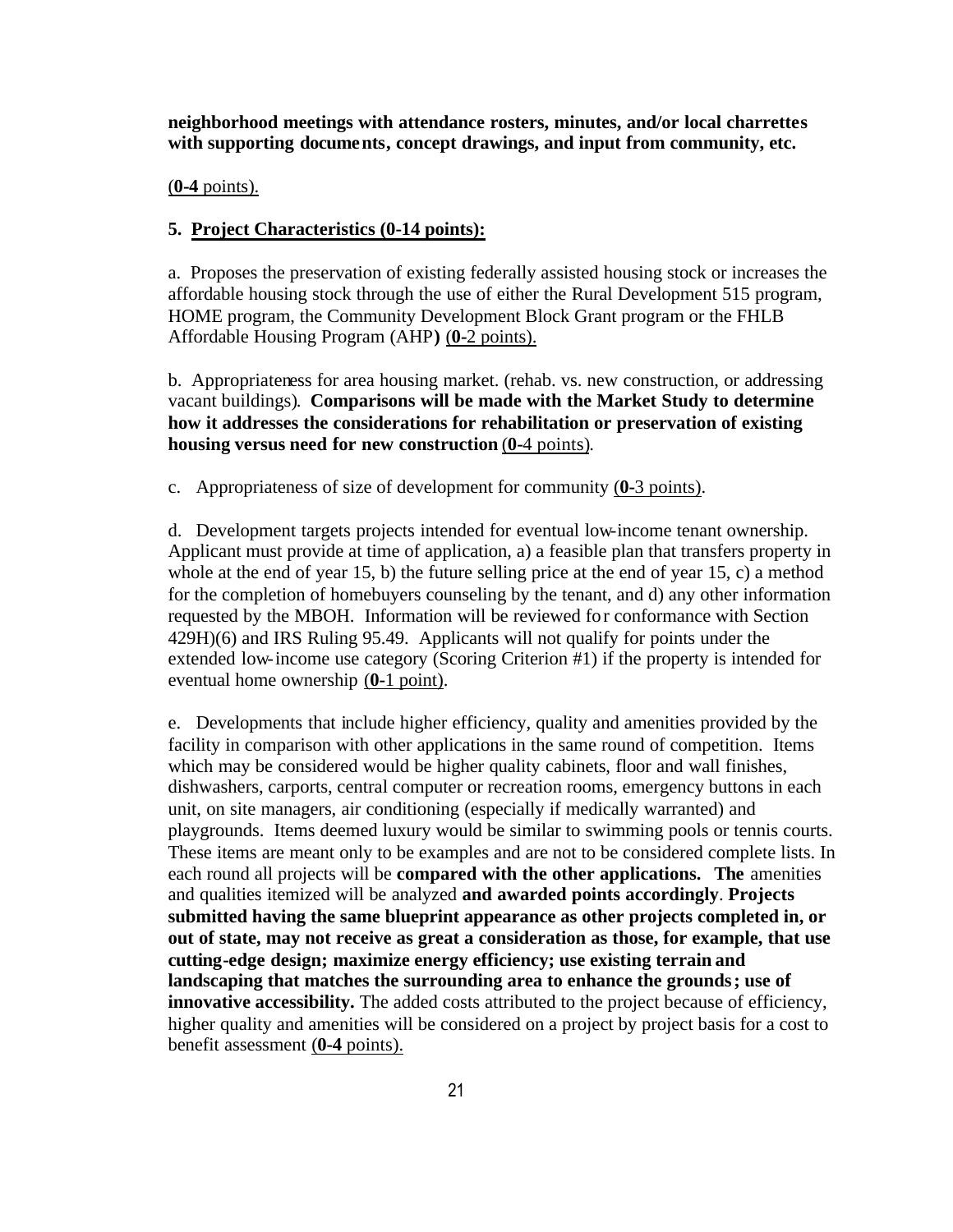**neighborhood meetings with attendance rosters, minutes, and/or local charrettes with supporting documents, concept drawings, and input from community, etc.**

(**0-4** points).

**5. Project Characteristics (0-14 points):**

a. Proposes the preservation of existing federally assisted housing stock or increases the affordable housing stock through the use of either the Rural Development 515 program, HOME program, the Community Development Block Grant program or the FHLB Affordable Housing Program (AHP**)** (**0-**2 points).

b. Appropriateness for area housing market. (rehab. vs. new construction, or addressing vacant buildings). **Comparisons will be made with the Market Study to determine how it addresses the considerations for rehabilitation or preservation of existing housing versus need for new construction** (**0-**4 points).

c. Appropriateness of size of development for community (**0-**3 points).

d. Development targets projects intended for eventual low-income tenant ownership. Applicant must provide at time of application, a) a feasible plan that transfers property in whole at the end of year 15, b) the future selling price at the end of year 15, c) a method for the completion of homebuyers counseling by the tenant, and d) any other information requested by the MBOH. Information will be reviewed for conformance with Section 429H)(6) and IRS Ruling 95.49. Applicants will not qualify for points under the extended low-income use category (Scoring Criterion #1) if the property is intended for eventual home ownership (**0-**1 point).

e. Developments that include higher efficiency, quality and amenities provided by the facility in comparison with other applications in the same round of competition. Items which may be considered would be higher quality cabinets, floor and wall finishes, dishwashers, carports, central computer or recreation rooms, emergency buttons in each unit, on site managers, air conditioning (especially if medically warranted) and playgrounds. Items deemed luxury would be similar to swimming pools or tennis courts. These items are meant only to be examples and are not to be considered complete lists. In each round all projects will be **compared with the other applications. The** amenities and qualities itemized will be analyzed **and awarded points accordingly**. **Projects submitted having the same blueprint appearance as other projects completed in, or out of state, may not receive as great a consideration as those, for example, that use cutting-edge design; maximize energy efficiency; use existing terrain and landscaping that matches the surrounding area to enhance the grounds; use of innovative accessibility.** The added costs attributed to the project because of efficiency, higher quality and amenities will be considered on a project by project basis for a cost to benefit assessment (**0-4** points).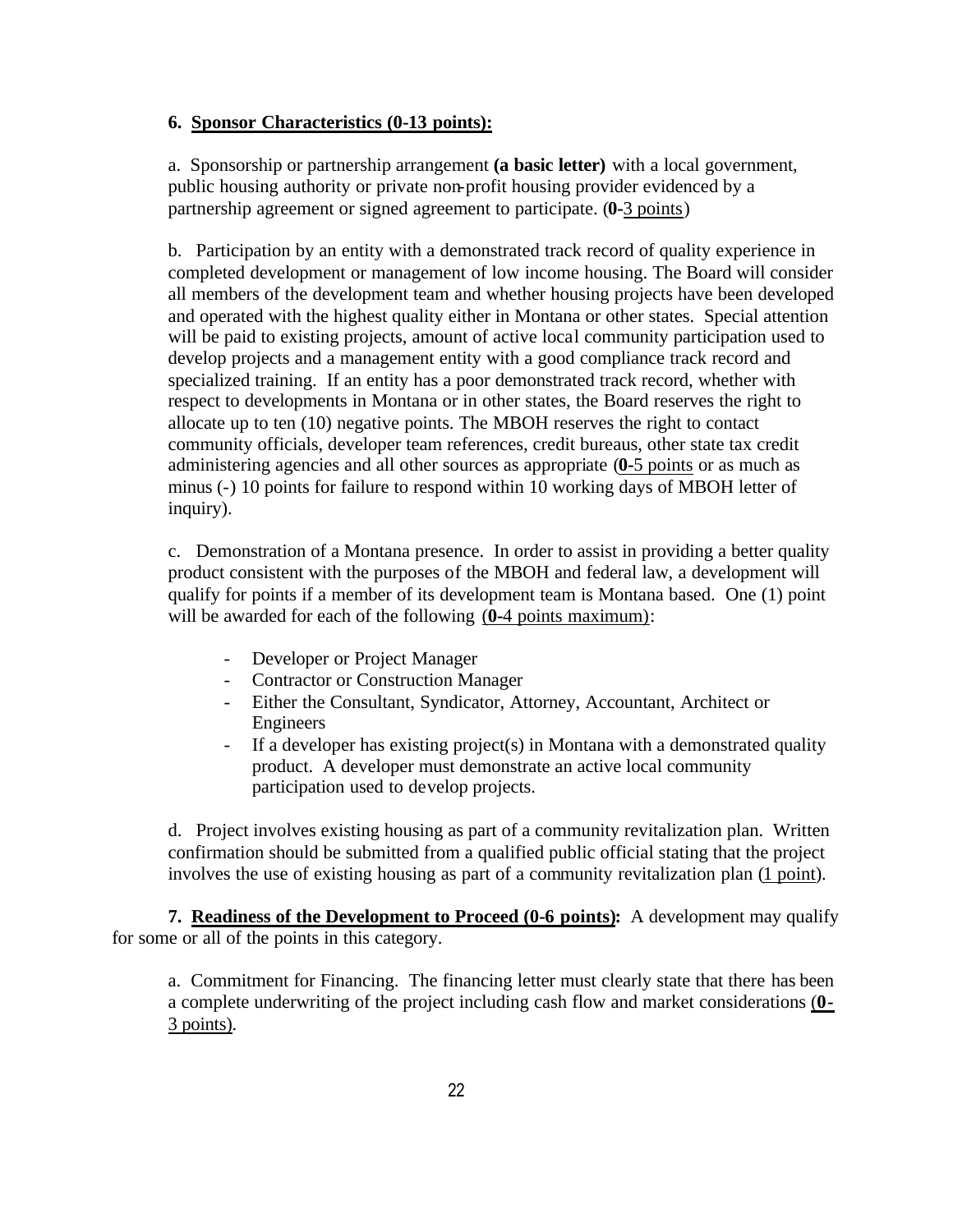**6. Sponsor Characteristics (0-13 points):**

a. Sponsorship or partnership arrangement **(a basic letter)** with a local government, public housing authority or private non-profit housing provider evidenced by a partnership agreement or signed agreement to participate. (**0**-3 points)

b. Participation by an entity with a demonstrated track record of quality experience in completed development or management of low income housing. The Board will consider all members of the development team and whether housing projects have been developed and operated with the highest quality either in Montana or other states. Special attention will be paid to existing projects, amount of active local community participation used to develop projects and a management entity with a good compliance track record and specialized training. If an entity has a poor demonstrated track record, whether with respect to developments in Montana or in other states, the Board reserves the right to allocate up to ten (10) negative points. The MBOH reserves the right to contact community officials, developer team references, credit bureaus, other state tax credit administering agencies and all other sources as appropriate (**0**-5 points or as much as minus (-) 10 points for failure to respond within 10 working days of MBOH letter of inquiry).

c. Demonstration of a Montana presence. In order to assist in providing a better quality product consistent with the purposes of the MBOH and federal law, a development will qualify for points if a member of its development team is Montana based. One (1) point will be awarded for each of the following (**0**-4 points maximum):

- Developer or Project Manager
- Contractor or Construction Manager
- Either the Consultant, Syndicator, Attorney, Accountant, Architect or Engineers
- If a developer has existing project(s) in Montana with a demonstrated quality product. A developer must demonstrate an active local community participation used to develop projects.

d. Project involves existing housing as part of a community revitalization plan. Written confirmation should be submitted from a qualified public official stating that the project involves the use of existing housing as part of a community revitalization plan (1 point).

**7. Readiness of the Development to Proceed (0-6 points):** A development may qualify for some or all of the points in this category.

a. Commitment for Financing. The financing letter must clearly state that there has been a complete underwriting of the project including cash flow and market considerations (**0**-3 points).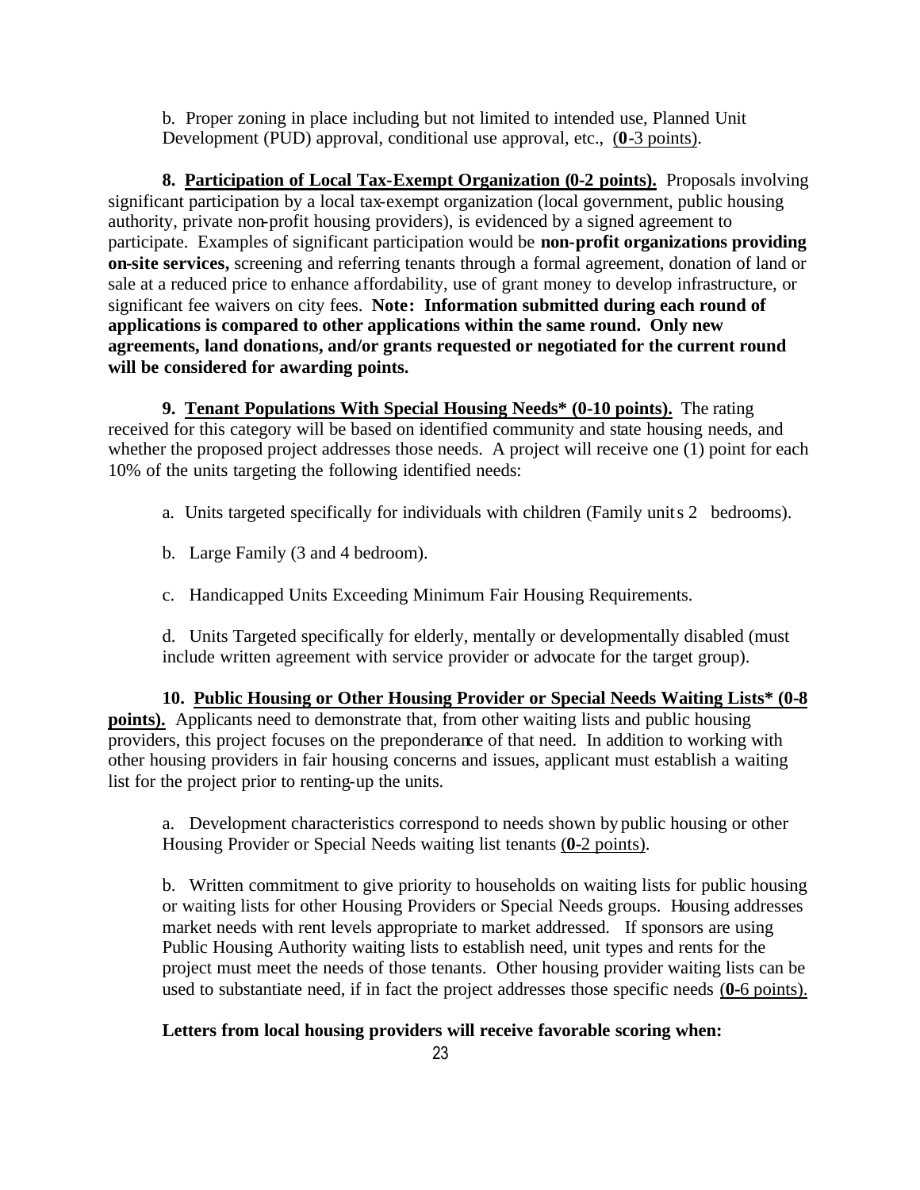b. Proper zoning in place including but not limited to intended use, Planned Unit Development (PUD) approval, conditional use approval, etc., (**0**-3 points).

**8. Participation of Local Tax-Exempt Organization (0-2 points).** Proposals involving significant participation by a local tax-exempt organization (local government, public housing authority, private non-profit housing providers), is evidenced by a signed agreement to participate. Examples of significant participation would be **non-profit organizations providing on-site services,** screening and referring tenants through a formal agreement, donation of land or sale at a reduced price to enhance affordability, use of grant money to develop infrastructure, or significant fee waivers on city fees. **Note: Information submitted during each round of applications is compared to other applications within the same round. Only new agreements, land donations, and/or grants requested or negotiated for the current round will be considered for awarding points.**

**9. Tenant Populations With Special Housing Needs\* (0-10 points).** The rating received for this category will be based on identified community and state housing needs, and whether the proposed project addresses those needs. A project will receive one (1) point for each 10% of the units targeting the following identified needs:

a. Units targeted specifically for individuals with children (Family units 2 bedrooms).

b. Large Family (3 and 4 bedroom).

c. Handicapped Units Exceeding Minimum Fair Housing Requirements.

d. Units Targeted specifically for elderly, mentally or developmentally disabled (must include written agreement with service provider or advocate for the target group).

**10. Public Housing or Other Housing Provider or Special Needs Waiting Lists\* (0-8 points).** Applicants need to demonstrate that, from other waiting lists and public housing providers, this project focuses on the preponderance of that need. In addition to working with other housing providers in fair housing concerns and issues, applicant must establish a waiting list for the project prior to renting-up the units.

a. Development characteristics correspond to needs shown by public housing or other Housing Provider or Special Needs waiting list tenants (**0**-2 points).

b. Written commitment to give priority to households on waiting lists for public housing or waiting lists for other Housing Providers or Special Needs groups. Housing addresses market needs with rent levels appropriate to market addressed. If sponsors are using Public Housing Authority waiting lists to establish need, unit types and rents for the project must meet the needs of those tenants. Other housing provider waiting lists can be used to substantiate need, if in fact the project addresses those specific needs (**0**-6 points).

**Letters from local housing providers will receive favorable scoring when:**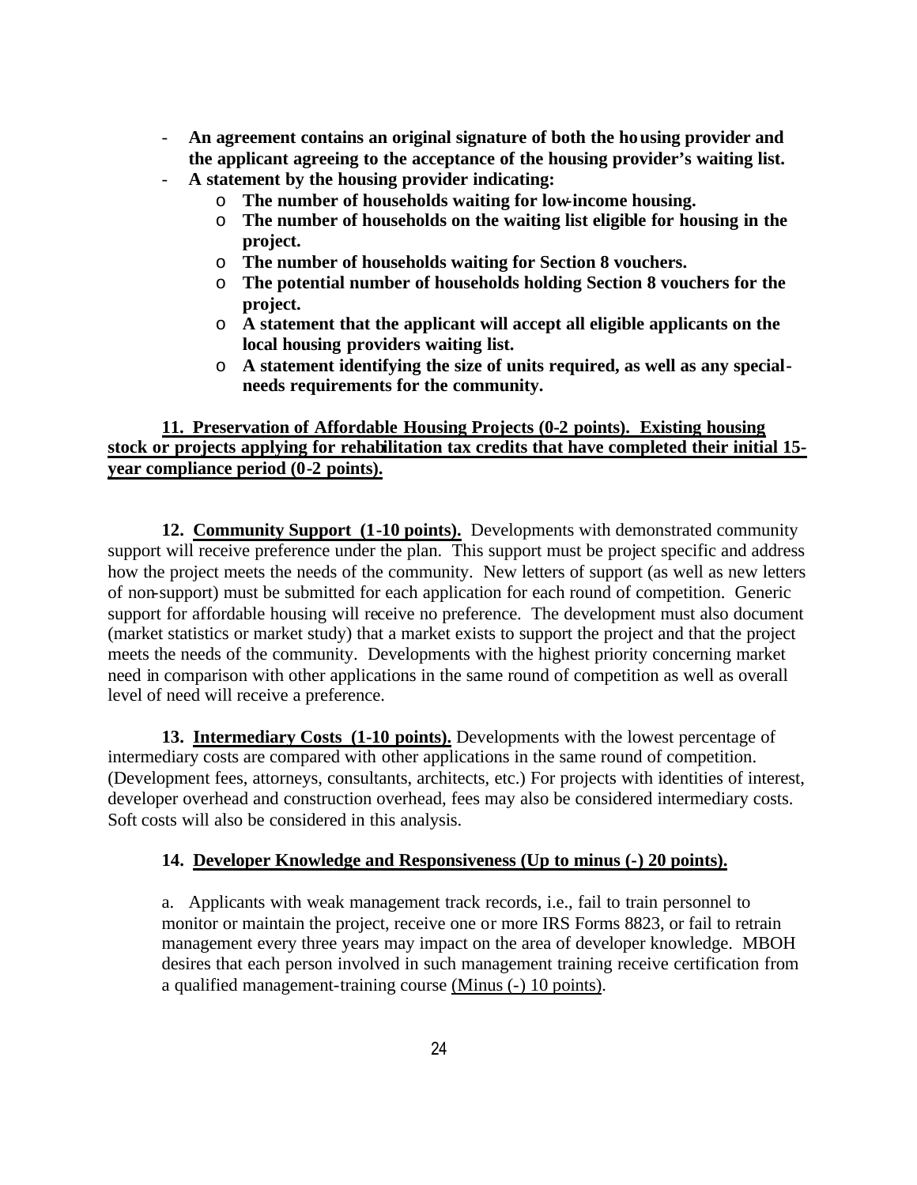- **An agreement contains an original signature of both the housing provider and the applicant agreeing to the acceptance of the housing provider's waiting list.**
- **A statement by the housing provider indicating:**
  - **The number of households waiting for low-income housing.**
  - **The number of households on the waiting list eligible for housing in the project.**
  - **The number of households waiting for Section 8 vouchers.**
  - **The potential number of households holding Section 8 vouchers for the project.**
  - **A statement that the applicant will accept all eligible applicants on the local housing providers waiting list.**
  - **A statement identifying the size of units required, as well as any special-needs requirements for the community.**

**11. Preservation of Affordable Housing Projects (0-2 points). Existing housing stock or projects applying for rehabilitation tax credits that have completed their initial 15-year compliance period (0-2 points).**

**12. Community Support (1-10 points).** Developments with demonstrated community support will receive preference under the plan. This support must be project specific and address how the project meets the needs of the community. New letters of support (as well as new letters of non-support) must be submitted for each application for each round of competition. Generic support for affordable housing will receive no preference. The development must also document (market statistics or market study) that a market exists to support the project and that the project meets the needs of the community. Developments with the highest priority concerning market need in comparison with other applications in the same round of competition as well as overall level of need will receive a preference.

**13. Intermediary Costs (1-10 points).** Developments with the lowest percentage of intermediary costs are compared with other applications in the same round of competition. (Development fees, attorneys, consultants, architects, etc.) For projects with identities of interest, developer overhead and construction overhead, fees may also be considered intermediary costs. Soft costs will also be considered in this analysis.

**14. Developer Knowledge and Responsiveness (Up to minus (-) 20 points).**

a. Applicants with weak management track records, i.e., fail to train personnel to monitor or maintain the project, receive one or more IRS Forms 8823, or fail to retrain management every three years may impact on the area of developer knowledge. MBOH desires that each person involved in such management training receive certification from a qualified management-training course (Minus (-) 10 points).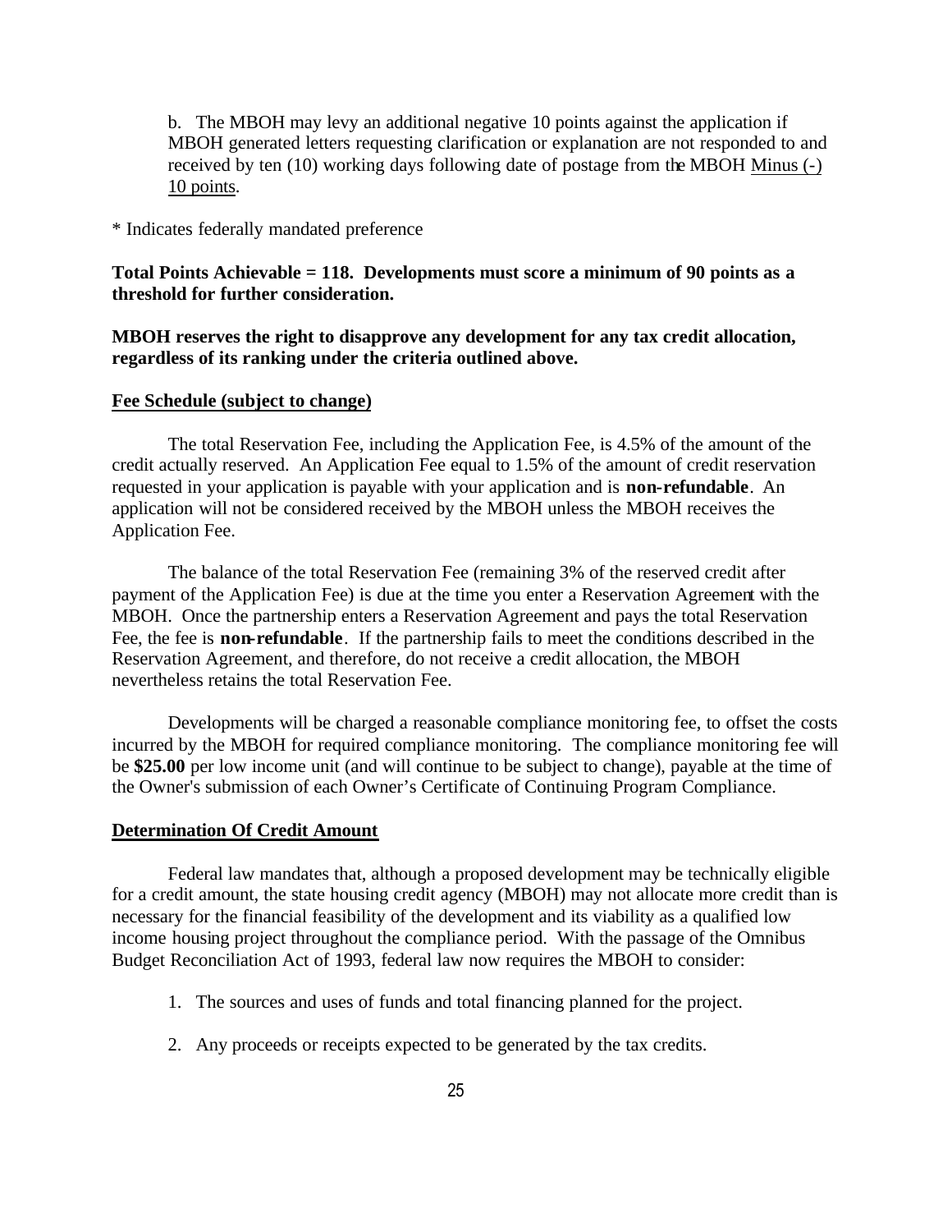b. The MBOH may levy an additional negative 10 points against the application if MBOH generated letters requesting clarification or explanation are not responded to and received by ten (10) working days following date of postage from the MBOH Minus (-) 10 points.

* Indicates federally mandated preference

**Total Points Achievable = 118. Developments must score a minimum of 90 points as a threshold for further consideration.**

**MBOH reserves the right to disapprove any development for any tax credit allocation, regardless of its ranking under the criteria outlined above.**

## Fee Schedule (subject to change)

The total Reservation Fee, including the Application Fee, is 4.5% of the amount of the credit actually reserved. An Application Fee equal to 1.5% of the amount of credit reservation requested in your application is payable with your application and is **non-refundable**. An application will not be considered received by the MBOH unless the MBOH receives the Application Fee.

The balance of the total Reservation Fee (remaining 3% of the reserved credit after payment of the Application Fee) is due at the time you enter a Reservation Agreement with the MBOH. Once the partnership enters a Reservation Agreement and pays the total Reservation Fee, the fee is **non-refundable**. If the partnership fails to meet the conditions described in the Reservation Agreement, and therefore, do not receive a credit allocation, the MBOH nevertheless retains the total Reservation Fee.

Developments will be charged a reasonable compliance monitoring fee, to offset the costs incurred by the MBOH for required compliance monitoring. The compliance monitoring fee will be **$25.00** per low income unit (and will continue to be subject to change), payable at the time of the Owner's submission of each Owner's Certificate of Continuing Program Compliance.

## Determination Of Credit Amount

Federal law mandates that, although a proposed development may be technically eligible for a credit amount, the state housing credit agency (MBOH) may not allocate more credit than is necessary for the financial feasibility of the development and its viability as a qualified low income housing project throughout the compliance period. With the passage of the Omnibus Budget Reconciliation Act of 1993, federal law now requires the MBOH to consider:

1. The sources and uses of funds and total financing planned for the project.

2. Any proceeds or receipts expected to be generated by the tax credits.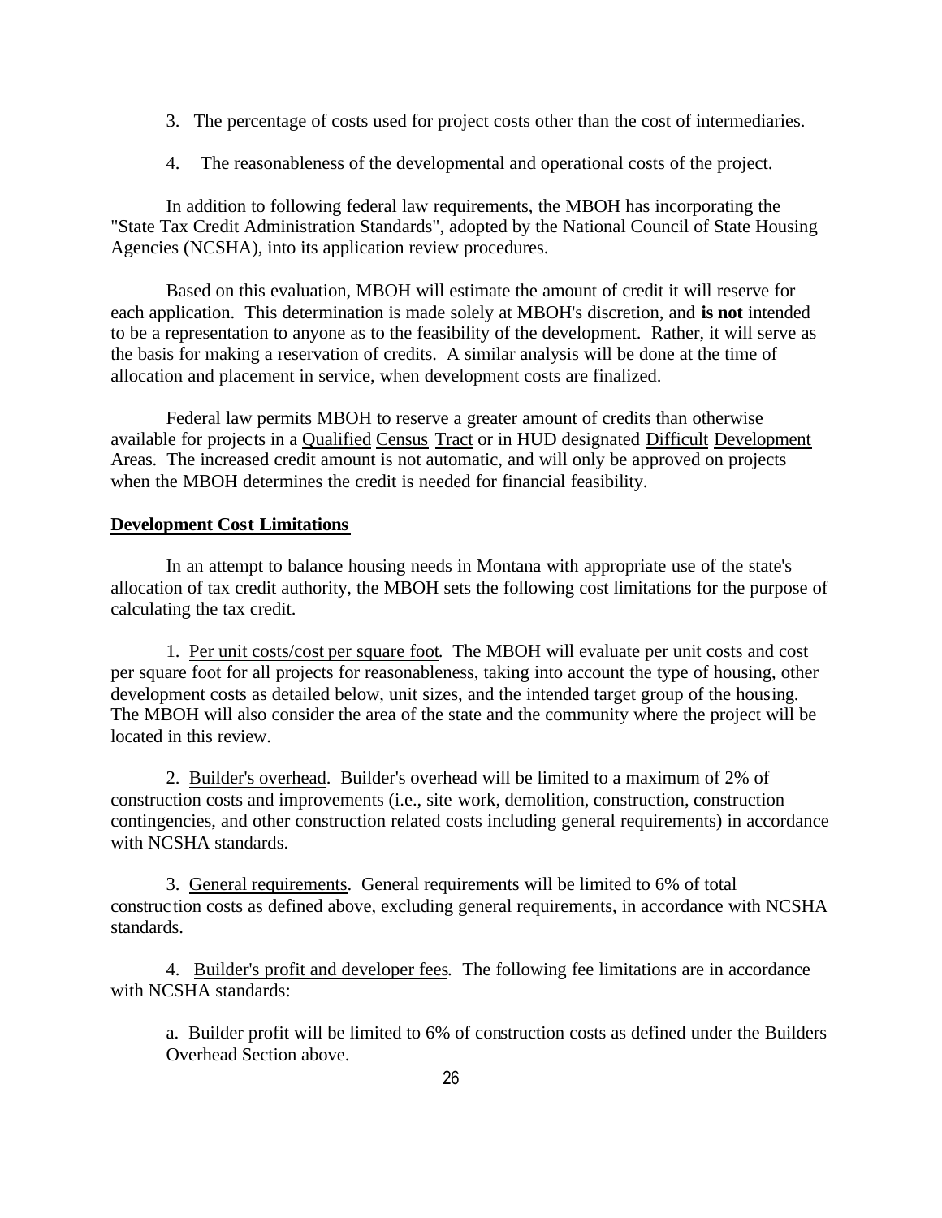3. The percentage of costs used for project costs other than the cost of intermediaries.

4. The reasonableness of the developmental and operational costs of the project.

In addition to following federal law requirements, the MBOH has incorporating the "State Tax Credit Administration Standards", adopted by the National Council of State Housing Agencies (NCSHA), into its application review procedures.

Based on this evaluation, MBOH will estimate the amount of credit it will reserve for each application. This determination is made solely at MBOH's discretion, and **is not** intended to be a representation to anyone as to the feasibility of the development. Rather, it will serve as the basis for making a reservation of credits. A similar analysis will be done at the time of allocation and placement in service, when development costs are finalized.

Federal law permits MBOH to reserve a greater amount of credits than otherwise available for projects in a Qualified Census Tract or in HUD designated Difficult Development Areas. The increased credit amount is not automatic, and will only be approved on projects when the MBOH determines the credit is needed for financial feasibility.

**Development Cost Limitations**

In an attempt to balance housing needs in Montana with appropriate use of the state's allocation of tax credit authority, the MBOH sets the following cost limitations for the purpose of calculating the tax credit.

1. Per unit costs/cost per square foot. The MBOH will evaluate per unit costs and cost per square foot for all projects for reasonableness, taking into account the type of housing, other development costs as detailed below, unit sizes, and the intended target group of the housing. The MBOH will also consider the area of the state and the community where the project will be located in this review.

2. Builder's overhead. Builder's overhead will be limited to a maximum of 2% of construction costs and improvements (i.e., site work, demolition, construction, construction contingencies, and other construction related costs including general requirements) in accordance with NCSHA standards.

3. General requirements. General requirements will be limited to 6% of total construction costs as defined above, excluding general requirements, in accordance with NCSHA standards.

4. Builder's profit and developer fees. The following fee limitations are in accordance with NCSHA standards:

a. Builder profit will be limited to 6% of construction costs as defined under the Builders Overhead Section above.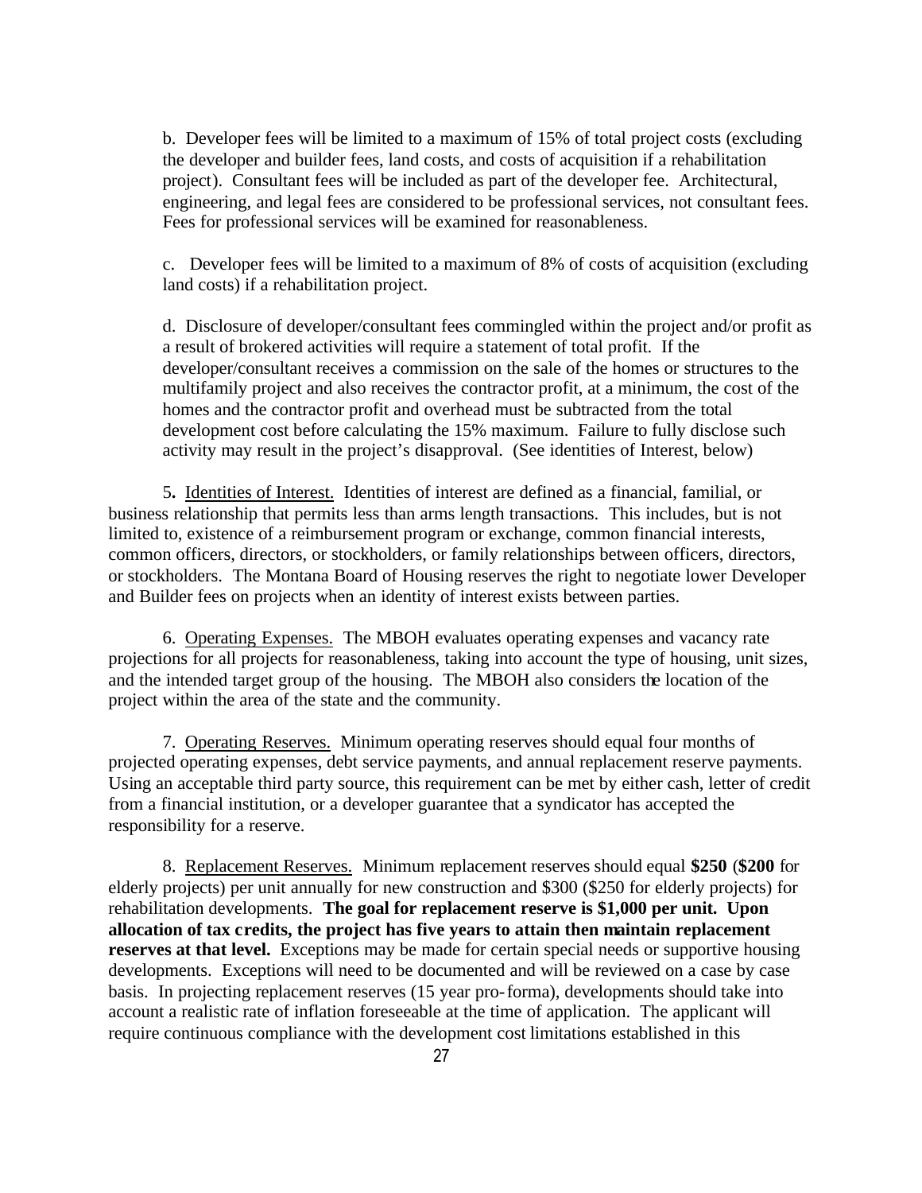b. Developer fees will be limited to a maximum of 15% of total project costs (excluding the developer and builder fees, land costs, and costs of acquisition if a rehabilitation project). Consultant fees will be included as part of the developer fee. Architectural, engineering, and legal fees are considered to be professional services, not consultant fees. Fees for professional services will be examined for reasonableness.

c. Developer fees will be limited to a maximum of 8% of costs of acquisition (excluding land costs) if a rehabilitation project.

d. Disclosure of developer/consultant fees commingled within the project and/or profit as a result of brokered activities will require a statement of total profit. If the developer/consultant receives a commission on the sale of the homes or structures to the multifamily project and also receives the contractor profit, at a minimum, the cost of the homes and the contractor profit and overhead must be subtracted from the total development cost before calculating the 15% maximum. Failure to fully disclose such activity may result in the project's disapproval. (See identities of Interest, below)

5. <u>Identities of Interest.</u> Identities of interest are defined as a financial, familial, or business relationship that permits less than arms length transactions. This includes, but is not limited to, existence of a reimbursement program or exchange, common financial interests, common officers, directors, or stockholders, or family relationships between officers, directors, or stockholders. The Montana Board of Housing reserves the right to negotiate lower Developer and Builder fees on projects when an identity of interest exists between parties.

6. <u>Operating Expenses.</u> The MBOH evaluates operating expenses and vacancy rate projections for all projects for reasonableness, taking into account the type of housing, unit sizes, and the intended target group of the housing. The MBOH also considers the location of the project within the area of the state and the community.

7. <u>Operating Reserves.</u> Minimum operating reserves should equal four months of projected operating expenses, debt service payments, and annual replacement reserve payments. Using an acceptable third party source, this requirement can be met by either cash, letter of credit from a financial institution, or a developer guarantee that a syndicator has accepted the responsibility for a reserve.

8. <u>Replacement Reserves.</u> Minimum replacement reserves should equal **$250** (**$200** for elderly projects) per unit annually for new construction and $300 ($250 for elderly projects) for rehabilitation developments. **The goal for replacement reserve is $1,000 per unit. Upon allocation of tax credits, the project has five years to attain then maintain replacement reserves at that level.** Exceptions may be made for certain special needs or supportive housing developments. Exceptions will need to be documented and will be reviewed on a case by case basis. In projecting replacement reserves (15 year pro-forma), developments should take into account a realistic rate of inflation foreseeable at the time of application. The applicant will require continuous compliance with the development cost limitations established in this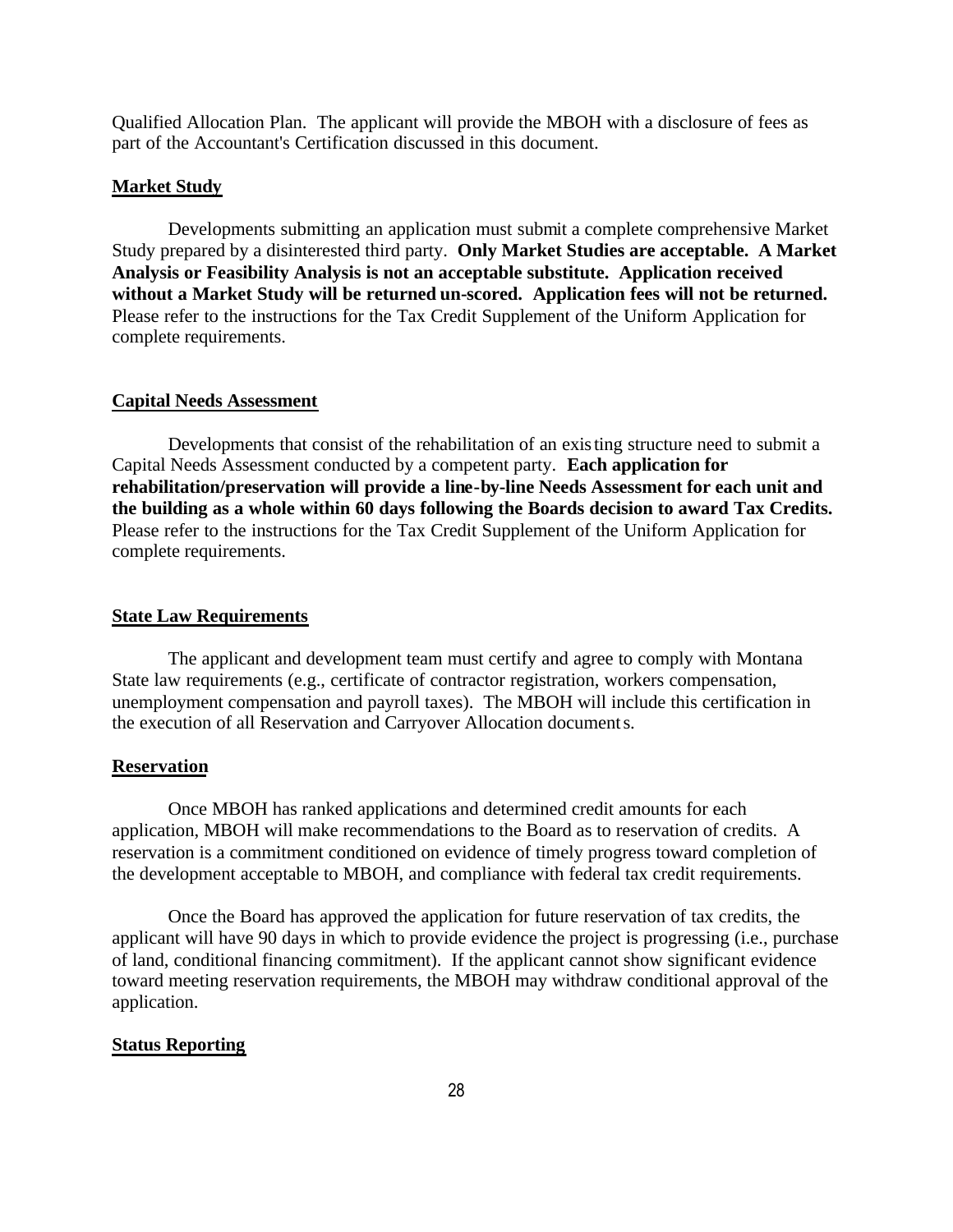Qualified Allocation Plan. The applicant will provide the MBOH with a disclosure of fees as part of the Accountant's Certification discussed in this document.

**Market Study**

Developments submitting an application must submit a complete comprehensive Market Study prepared by a disinterested third party. **Only Market Studies are acceptable. A Market Analysis or Feasibility Analysis is not an acceptable substitute. Application received without a Market Study will be returned un-scored. Application fees will not be returned.** Please refer to the instructions for the Tax Credit Supplement of the Uniform Application for complete requirements.

**Capital Needs Assessment**

Developments that consist of the rehabilitation of an existing structure need to submit a Capital Needs Assessment conducted by a competent party. **Each application for rehabilitation/preservation will provide a line-by-line Needs Assessment for each unit and the building as a whole within 60 days following the Boards decision to award Tax Credits.** Please refer to the instructions for the Tax Credit Supplement of the Uniform Application for complete requirements.

**State Law Requirements**

The applicant and development team must certify and agree to comply with Montana State law requirements (e.g., certificate of contractor registration, workers compensation, unemployment compensation and payroll taxes). The MBOH will include this certification in the execution of all Reservation and Carryover Allocation documents.

**Reservation**

Once MBOH has ranked applications and determined credit amounts for each application, MBOH will make recommendations to the Board as to reservation of credits. A reservation is a commitment conditioned on evidence of timely progress toward completion of the development acceptable to MBOH, and compliance with federal tax credit requirements.

Once the Board has approved the application for future reservation of tax credits, the applicant will have 90 days in which to provide evidence the project is progressing (i.e., purchase of land, conditional financing commitment). If the applicant cannot show significant evidence toward meeting reservation requirements, the MBOH may withdraw conditional approval of the application.

**Status Reporting**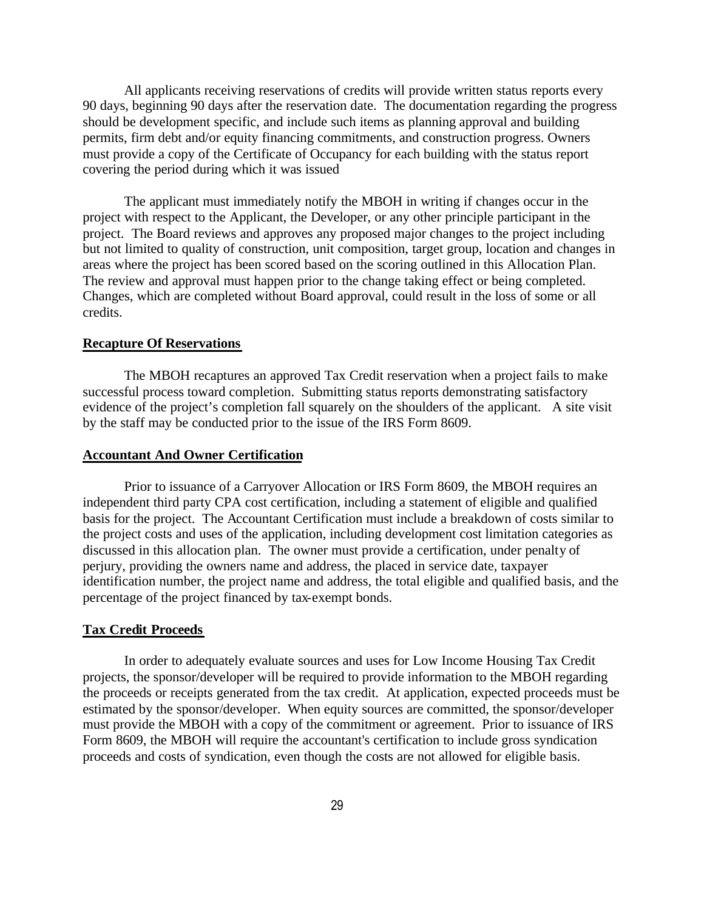All applicants receiving reservations of credits will provide written status reports every 90 days, beginning 90 days after the reservation date. The documentation regarding the progress should be development specific, and include such items as planning approval and building permits, firm debt and/or equity financing commitments, and construction progress. Owners must provide a copy of the Certificate of Occupancy for each building with the status report covering the period during which it was issued

The applicant must immediately notify the MBOH in writing if changes occur in the project with respect to the Applicant, the Developer, or any other principle participant in the project. The Board reviews and approves any proposed major changes to the project including but not limited to quality of construction, unit composition, target group, location and changes in areas where the project has been scored based on the scoring outlined in this Allocation Plan. The review and approval must happen prior to the change taking effect or being completed. Changes, which are completed without Board approval, could result in the loss of some or all credits.

**Recapture Of Reservations**

The MBOH recaptures an approved Tax Credit reservation when a project fails to make successful process toward completion. Submitting status reports demonstrating satisfactory evidence of the project's completion fall squarely on the shoulders of the applicant. A site visit by the staff may be conducted prior to the issue of the IRS Form 8609.

**Accountant And Owner Certification**

Prior to issuance of a Carryover Allocation or IRS Form 8609, the MBOH requires an independent third party CPA cost certification, including a statement of eligible and qualified basis for the project. The Accountant Certification must include a breakdown of costs similar to the project costs and uses of the application, including development cost limitation categories as discussed in this allocation plan. The owner must provide a certification, under penalty of perjury, providing the owners name and address, the placed in service date, taxpayer identification number, the project name and address, the total eligible and qualified basis, and the percentage of the project financed by tax-exempt bonds.

**Tax Credit Proceeds**

In order to adequately evaluate sources and uses for Low Income Housing Tax Credit projects, the sponsor/developer will be required to provide information to the MBOH regarding the proceeds or receipts generated from the tax credit. At application, expected proceeds must be estimated by the sponsor/developer. When equity sources are committed, the sponsor/developer must provide the MBOH with a copy of the commitment or agreement. Prior to issuance of IRS Form 8609, the MBOH will require the accountant's certification to include gross syndication proceeds and costs of syndication, even though the costs are not allowed for eligible basis.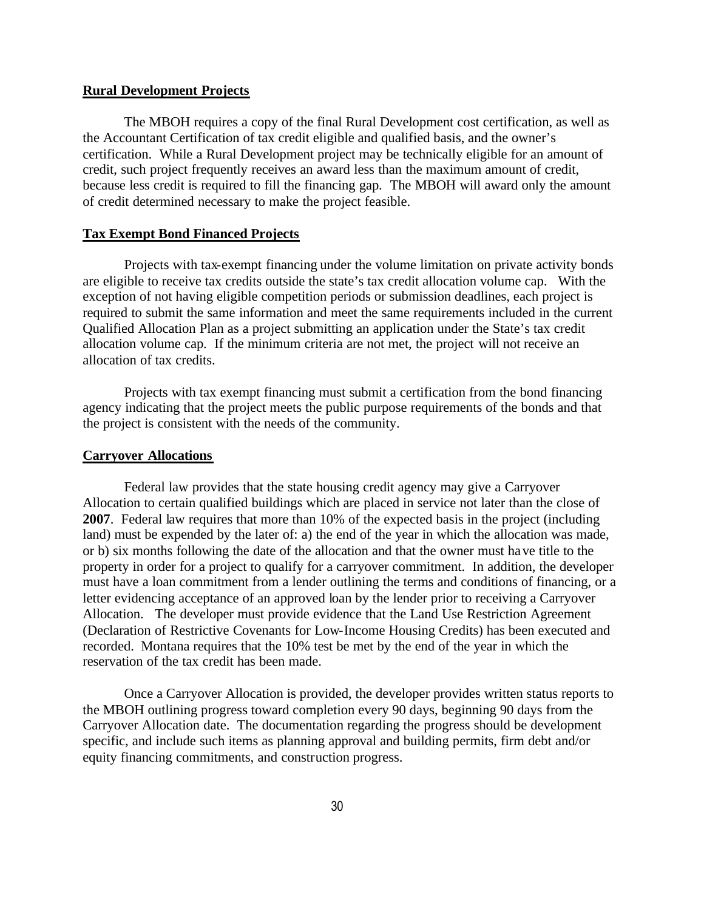**Rural Development Projects**

The MBOH requires a copy of the final Rural Development cost certification, as well as the Accountant Certification of tax credit eligible and qualified basis, and the owner's certification. While a Rural Development project may be technically eligible for an amount of credit, such project frequently receives an award less than the maximum amount of credit, because less credit is required to fill the financing gap. The MBOH will award only the amount of credit determined necessary to make the project feasible.

**Tax Exempt Bond Financed Projects**

Projects with tax-exempt financing under the volume limitation on private activity bonds are eligible to receive tax credits outside the state's tax credit allocation volume cap. With the exception of not having eligible competition periods or submission deadlines, each project is required to submit the same information and meet the same requirements included in the current Qualified Allocation Plan as a project submitting an application under the State's tax credit allocation volume cap. If the minimum criteria are not met, the project will not receive an allocation of tax credits.

Projects with tax exempt financing must submit a certification from the bond financing agency indicating that the project meets the public purpose requirements of the bonds and that the project is consistent with the needs of the community.

**Carryover Allocations**

Federal law provides that the state housing credit agency may give a Carryover Allocation to certain qualified buildings which are placed in service not later than the close of **2007**. Federal law requires that more than 10% of the expected basis in the project (including land) must be expended by the later of: a) the end of the year in which the allocation was made, or b) six months following the date of the allocation and that the owner must have title to the property in order for a project to qualify for a carryover commitment. In addition, the developer must have a loan commitment from a lender outlining the terms and conditions of financing, or a letter evidencing acceptance of an approved loan by the lender prior to receiving a Carryover Allocation. The developer must provide evidence that the Land Use Restriction Agreement (Declaration of Restrictive Covenants for Low-Income Housing Credits) has been executed and recorded. Montana requires that the 10% test be met by the end of the year in which the reservation of the tax credit has been made.

Once a Carryover Allocation is provided, the developer provides written status reports to the MBOH outlining progress toward completion every 90 days, beginning 90 days from the Carryover Allocation date. The documentation regarding the progress should be development specific, and include such items as planning approval and building permits, firm debt and/or equity financing commitments, and construction progress.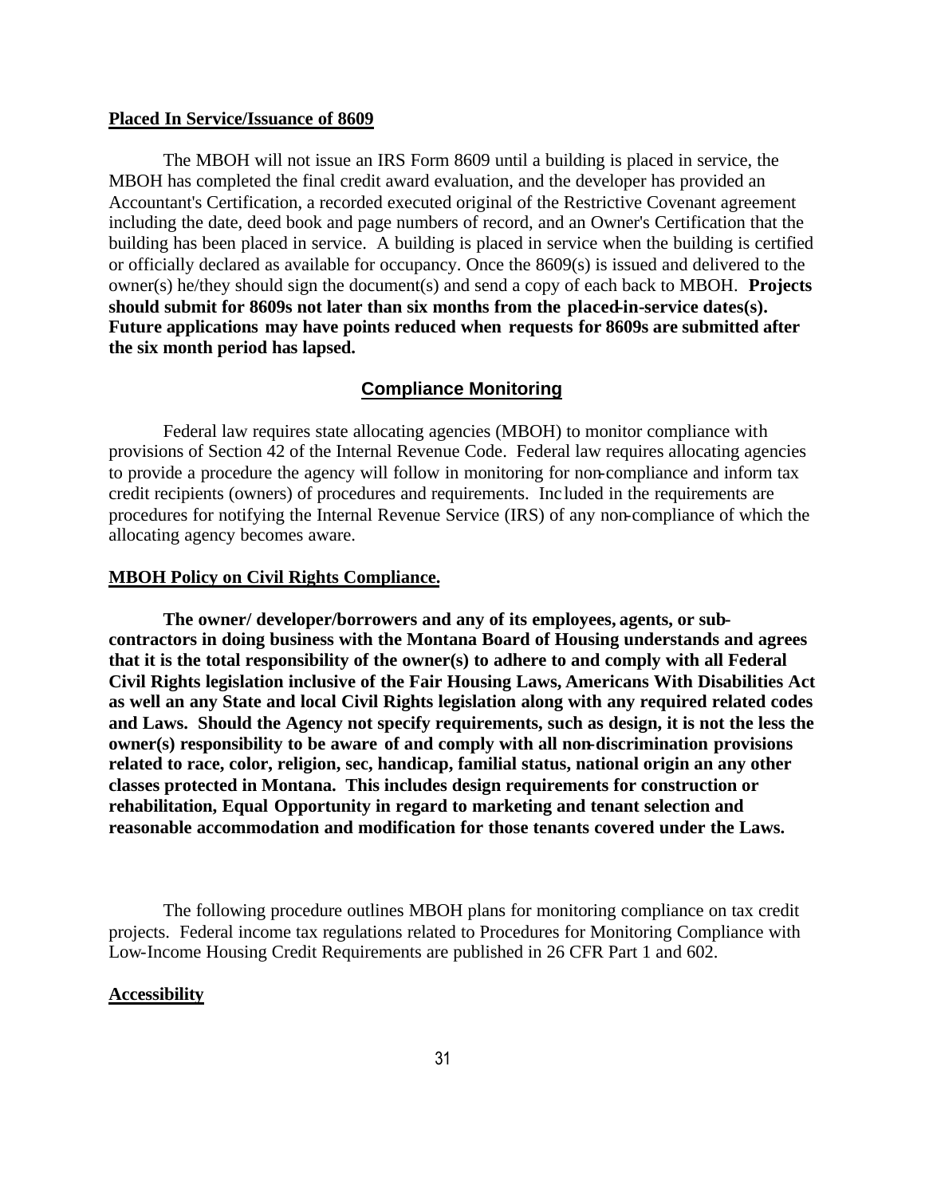**Placed In Service/Issuance of 8609**

The MBOH will not issue an IRS Form 8609 until a building is placed in service, the MBOH has completed the final credit award evaluation, and the developer has provided an Accountant's Certification, a recorded executed original of the Restrictive Covenant agreement including the date, deed book and page numbers of record, and an Owner's Certification that the building has been placed in service. A building is placed in service when the building is certified or officially declared as available for occupancy. Once the 8609(s) is issued and delivered to the owner(s) he/they should sign the document(s) and send a copy of each back to MBOH. **Projects should submit for 8609s not later than six months from the placed-in-service dates(s). Future applications may have points reduced when requests for 8609s are submitted after the six month period has lapsed.**

## Compliance Monitoring

Federal law requires state allocating agencies (MBOH) to monitor compliance with provisions of Section 42 of the Internal Revenue Code. Federal law requires allocating agencies to provide a procedure the agency will follow in monitoring for non-compliance and inform tax credit recipients (owners) of procedures and requirements. Included in the requirements are procedures for notifying the Internal Revenue Service (IRS) of any non-compliance of which the allocating agency becomes aware.

**MBOH Policy on Civil Rights Compliance.**

**The owner/ developer/borrowers and any of its employees, agents, or sub-contractors in doing business with the Montana Board of Housing understands and agrees that it is the total responsibility of the owner(s) to adhere to and comply with all Federal Civil Rights legislation inclusive of the Fair Housing Laws, Americans With Disabilities Act as well an any State and local Civil Rights legislation along with any required related codes and Laws. Should the Agency not specify requirements, such as design, it is not the less the owner(s) responsibility to be aware of and comply with all non-discrimination provisions related to race, color, religion, sec, handicap, familial status, national origin an any other classes protected in Montana. This includes design requirements for construction or rehabilitation, Equal Opportunity in regard to marketing and tenant selection and reasonable accommodation and modification for those tenants covered under the Laws.**

The following procedure outlines MBOH plans for monitoring compliance on tax credit projects. Federal income tax regulations related to Procedures for Monitoring Compliance with Low-Income Housing Credit Requirements are published in 26 CFR Part 1 and 602.

**Accessibility**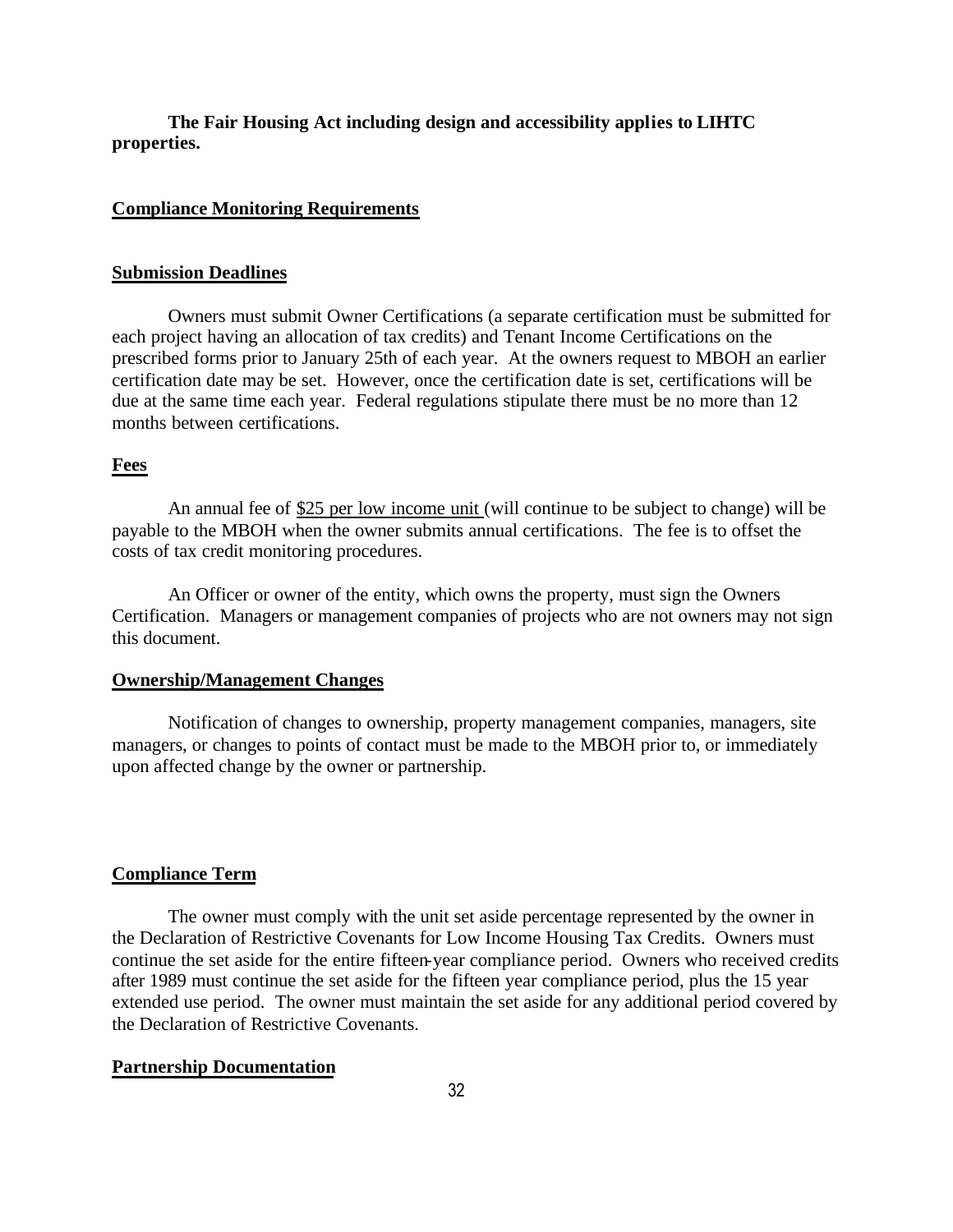**The Fair Housing Act including design and accessibility applies to LIHTC properties.**

## Compliance Monitoring Requirements

### Submission Deadlines

Owners must submit Owner Certifications (a separate certification must be submitted for each project having an allocation of tax credits) and Tenant Income Certifications on the prescribed forms prior to January 25th of each year. At the owners request to MBOH an earlier certification date may be set. However, once the certification date is set, certifications will be due at the same time each year. Federal regulations stipulate there must be no more than 12 months between certifications.

### Fees

An annual fee of <u>$25 per low income unit</u> (will continue to be subject to change) will be payable to the MBOH when the owner submits annual certifications. The fee is to offset the costs of tax credit monitoring procedures.

An Officer or owner of the entity, which owns the property, must sign the Owners Certification. Managers or management companies of projects who are not owners may not sign this document.

### Ownership/Management Changes

Notification of changes to ownership, property management companies, managers, site managers, or changes to points of contact must be made to the MBOH prior to, or immediately upon affected change by the owner or partnership.

### Compliance Term

The owner must comply with the unit set aside percentage represented by the owner in the Declaration of Restrictive Covenants for Low Income Housing Tax Credits. Owners must continue the set aside for the entire fifteen-year compliance period. Owners who received credits after 1989 must continue the set aside for the fifteen year compliance period, plus the 15 year extended use period. The owner must maintain the set aside for any additional period covered by the Declaration of Restrictive Covenants.

### Partnership Documentation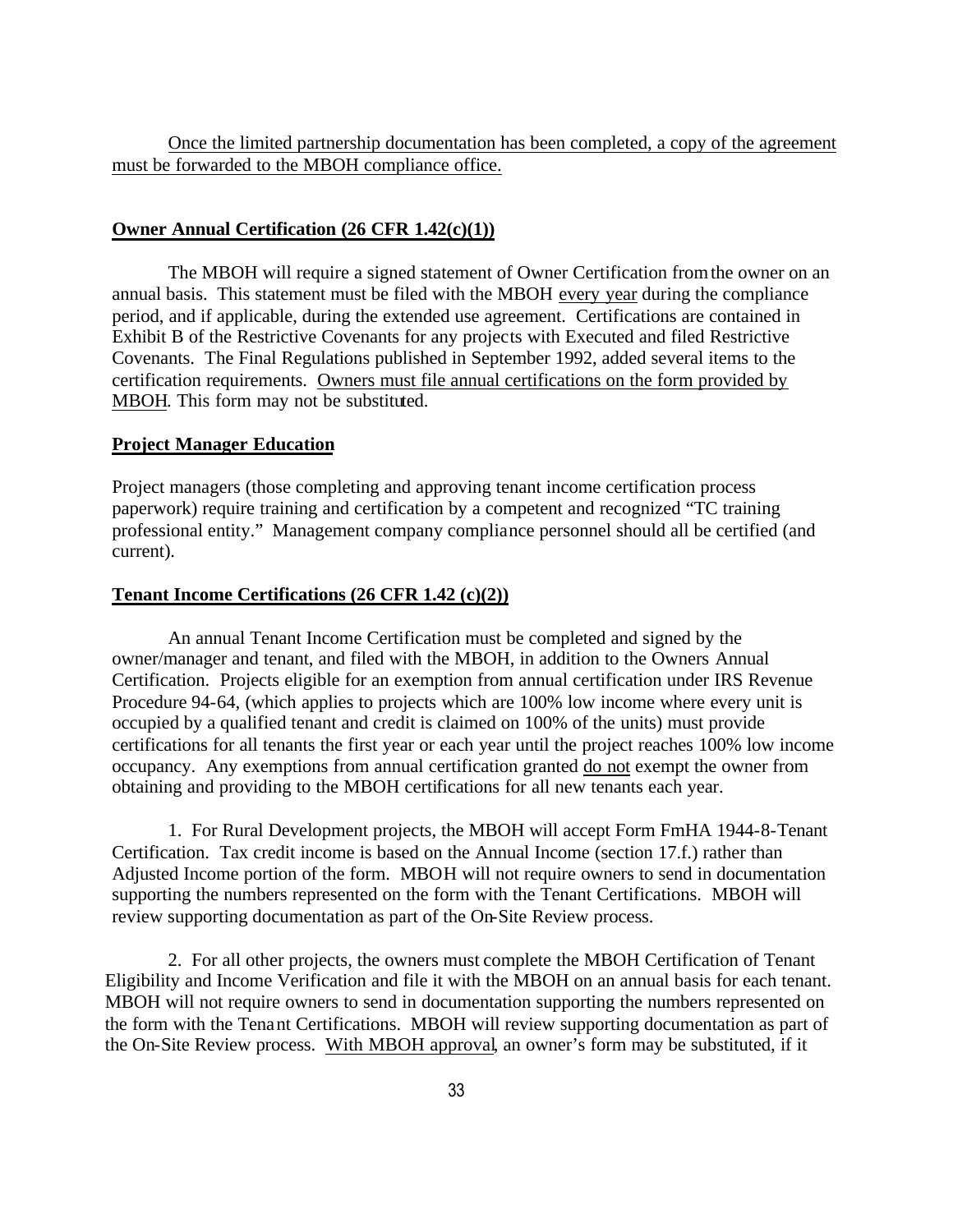Once the limited partnership documentation has been completed, a copy of the agreement must be forwarded to the MBOH compliance office.

**Owner Annual Certification (26 CFR 1.42(c)(1))**

The MBOH will require a signed statement of Owner Certification from the owner on an annual basis. This statement must be filed with the MBOH every year during the compliance period, and if applicable, during the extended use agreement. Certifications are contained in Exhibit B of the Restrictive Covenants for any projects with Executed and filed Restrictive Covenants. The Final Regulations published in September 1992, added several items to the certification requirements. Owners must file annual certifications on the form provided by MBOH. This form may not be substituted.

**Project Manager Education**

Project managers (those completing and approving tenant income certification process paperwork) require training and certification by a competent and recognized "TC training professional entity." Management company compliance personnel should all be certified (and current).

**Tenant Income Certifications (26 CFR 1.42 (c)(2))**

An annual Tenant Income Certification must be completed and signed by the owner/manager and tenant, and filed with the MBOH, in addition to the Owners Annual Certification. Projects eligible for an exemption from annual certification under IRS Revenue Procedure 94-64, (which applies to projects which are 100% low income where every unit is occupied by a qualified tenant and credit is claimed on 100% of the units) must provide certifications for all tenants the first year or each year until the project reaches 100% low income occupancy. Any exemptions from annual certification granted do not exempt the owner from obtaining and providing to the MBOH certifications for all new tenants each year.

1. For Rural Development projects, the MBOH will accept Form FmHA 1944-8-Tenant Certification. Tax credit income is based on the Annual Income (section 17.f.) rather than Adjusted Income portion of the form. MBOH will not require owners to send in documentation supporting the numbers represented on the form with the Tenant Certifications. MBOH will review supporting documentation as part of the On-Site Review process.

2. For all other projects, the owners must complete the MBOH Certification of Tenant Eligibility and Income Verification and file it with the MBOH on an annual basis for each tenant. MBOH will not require owners to send in documentation supporting the numbers represented on the form with the Tenant Certifications. MBOH will review supporting documentation as part of the On-Site Review process. With MBOH approval, an owner's form may be substituted, if it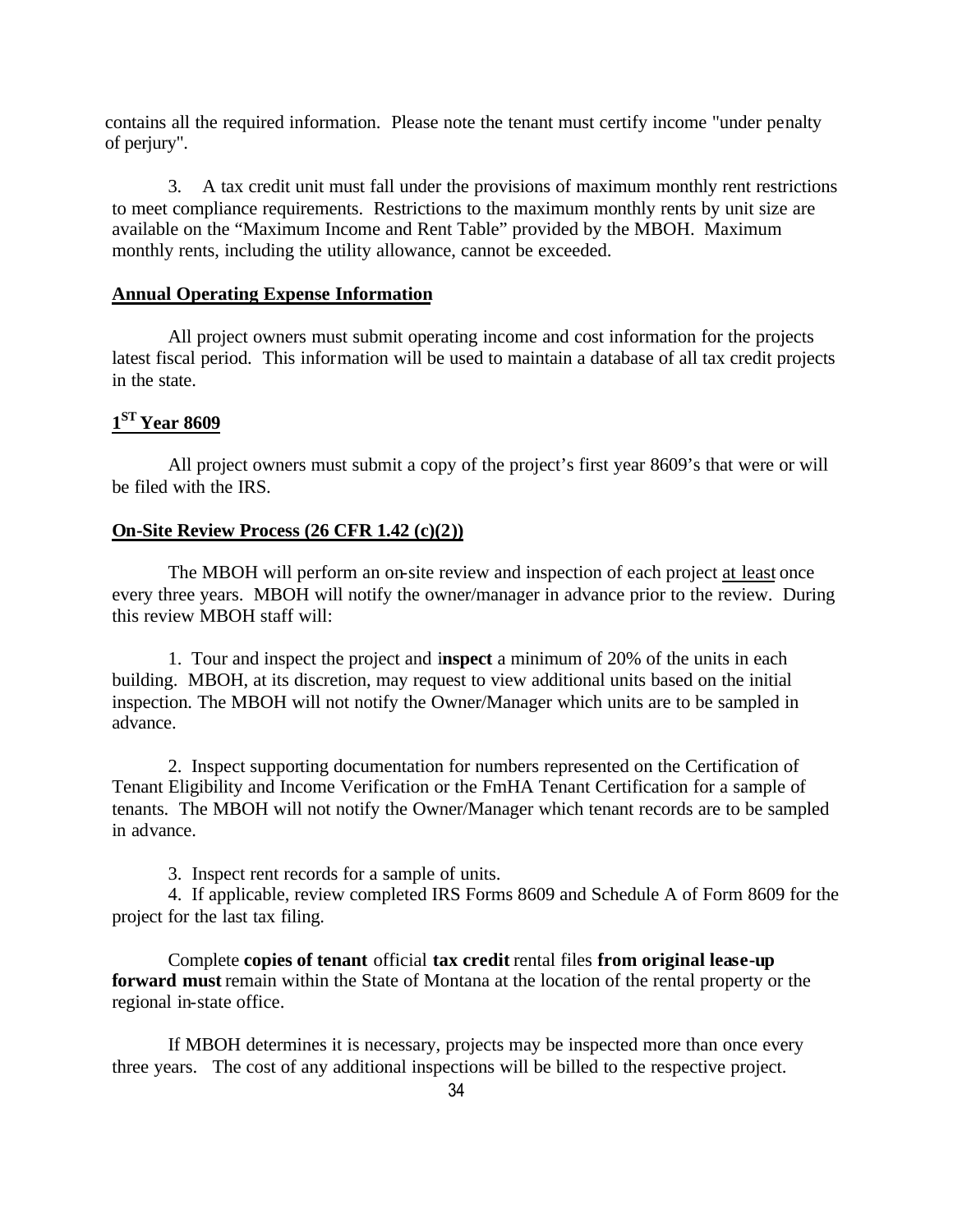contains all the required information. Please note the tenant must certify income "under penalty of perjury".

3. A tax credit unit must fall under the provisions of maximum monthly rent restrictions to meet compliance requirements. Restrictions to the maximum monthly rents by unit size are available on the "Maximum Income and Rent Table" provided by the MBOH. Maximum monthly rents, including the utility allowance, cannot be exceeded.

**Annual Operating Expense Information**

All project owners must submit operating income and cost information for the projects latest fiscal period. This information will be used to maintain a database of all tax credit projects in the state.

**1ST Year 8609**

All project owners must submit a copy of the project's first year 8609's that were or will be filed with the IRS.

**On-Site Review Process (26 CFR 1.42 (c)(2))**

The MBOH will perform an on-site review and inspection of each project at least once every three years. MBOH will notify the owner/manager in advance prior to the review. During this review MBOH staff will:

1. Tour and inspect the project and i**nspect** a minimum of 20% of the units in each building. MBOH, at its discretion, may request to view additional units based on the initial inspection. The MBOH will not notify the Owner/Manager which units are to be sampled in advance.

2. Inspect supporting documentation for numbers represented on the Certification of Tenant Eligibility and Income Verification or the FmHA Tenant Certification for a sample of tenants. The MBOH will not notify the Owner/Manager which tenant records are to be sampled in advance.

3. Inspect rent records for a sample of units.

4. If applicable, review completed IRS Forms 8609 and Schedule A of Form 8609 for the project for the last tax filing.

Complete **copies of tenant** official **tax credit** rental files **from original lease-up forward must** remain within the State of Montana at the location of the rental property or the regional in-state office.

If MBOH determines it is necessary, projects may be inspected more than once every three years. The cost of any additional inspections will be billed to the respective project.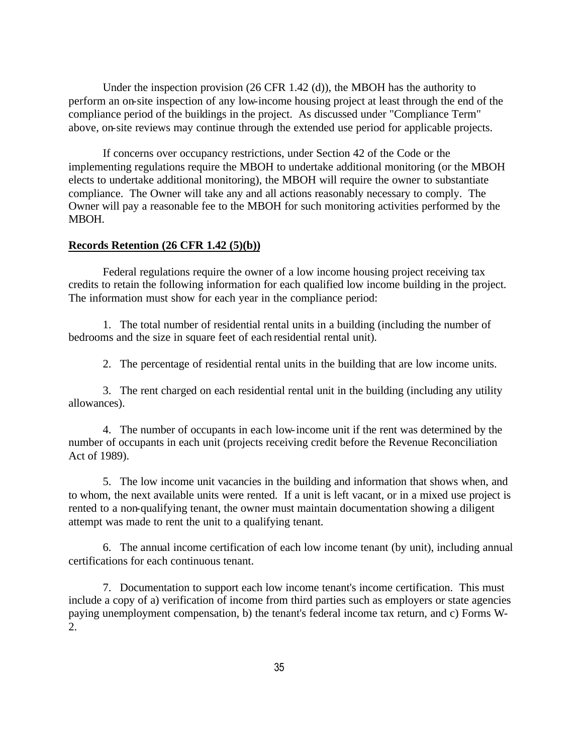Under the inspection provision (26 CFR 1.42 (d)), the MBOH has the authority to perform an on-site inspection of any low-income housing project at least through the end of the compliance period of the buildings in the project. As discussed under "Compliance Term" above, on-site reviews may continue through the extended use period for applicable projects.

If concerns over occupancy restrictions, under Section 42 of the Code or the implementing regulations require the MBOH to undertake additional monitoring (or the MBOH elects to undertake additional monitoring), the MBOH will require the owner to substantiate compliance. The Owner will take any and all actions reasonably necessary to comply. The Owner will pay a reasonable fee to the MBOH for such monitoring activities performed by the MBOH.

**Records Retention (26 CFR 1.42 (5)(b))**

Federal regulations require the owner of a low income housing project receiving tax credits to retain the following information for each qualified low income building in the project. The information must show for each year in the compliance period:

1. The total number of residential rental units in a building (including the number of bedrooms and the size in square feet of each residential rental unit).

2. The percentage of residential rental units in the building that are low income units.

3. The rent charged on each residential rental unit in the building (including any utility allowances).

4. The number of occupants in each low-income unit if the rent was determined by the number of occupants in each unit (projects receiving credit before the Revenue Reconciliation Act of 1989).

5. The low income unit vacancies in the building and information that shows when, and to whom, the next available units were rented. If a unit is left vacant, or in a mixed use project is rented to a non-qualifying tenant, the owner must maintain documentation showing a diligent attempt was made to rent the unit to a qualifying tenant.

6. The annual income certification of each low income tenant (by unit), including annual certifications for each continuous tenant.

7. Documentation to support each low income tenant's income certification. This must include a copy of a) verification of income from third parties such as employers or state agencies paying unemployment compensation, b) the tenant's federal income tax return, and c) Forms W-2.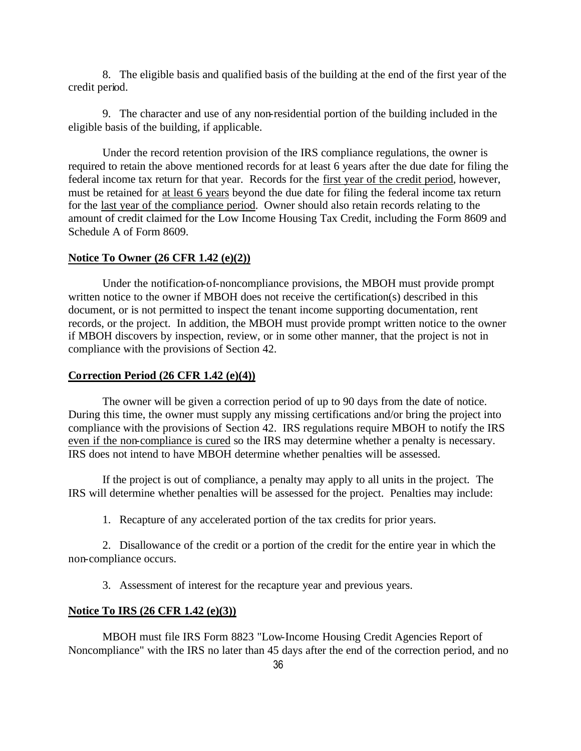8. The eligible basis and qualified basis of the building at the end of the first year of the credit period.

9. The character and use of any non-residential portion of the building included in the eligible basis of the building, if applicable.

Under the record retention provision of the IRS compliance regulations, the owner is required to retain the above mentioned records for at least 6 years after the due date for filing the federal income tax return for that year. Records for the first year of the credit period, however, must be retained for at least 6 years beyond the due date for filing the federal income tax return for the last year of the compliance period. Owner should also retain records relating to the amount of credit claimed for the Low Income Housing Tax Credit, including the Form 8609 and Schedule A of Form 8609.

**Notice To Owner (26 CFR 1.42 (e)(2))**

Under the notification-of-noncompliance provisions, the MBOH must provide prompt written notice to the owner if MBOH does not receive the certification(s) described in this document, or is not permitted to inspect the tenant income supporting documentation, rent records, or the project. In addition, the MBOH must provide prompt written notice to the owner if MBOH discovers by inspection, review, or in some other manner, that the project is not in compliance with the provisions of Section 42.

**Correction Period (26 CFR 1.42 (e)(4))**

The owner will be given a correction period of up to 90 days from the date of notice. During this time, the owner must supply any missing certifications and/or bring the project into compliance with the provisions of Section 42. IRS regulations require MBOH to notify the IRS even if the non-compliance is cured so the IRS may determine whether a penalty is necessary. IRS does not intend to have MBOH determine whether penalties will be assessed.

If the project is out of compliance, a penalty may apply to all units in the project. The IRS will determine whether penalties will be assessed for the project. Penalties may include:

1. Recapture of any accelerated portion of the tax credits for prior years.

2. Disallowance of the credit or a portion of the credit for the entire year in which the non-compliance occurs.

3. Assessment of interest for the recapture year and previous years.

**Notice To IRS (26 CFR 1.42 (e)(3))**

MBOH must file IRS Form 8823 "Low-Income Housing Credit Agencies Report of Noncompliance" with the IRS no later than 45 days after the end of the correction period, and no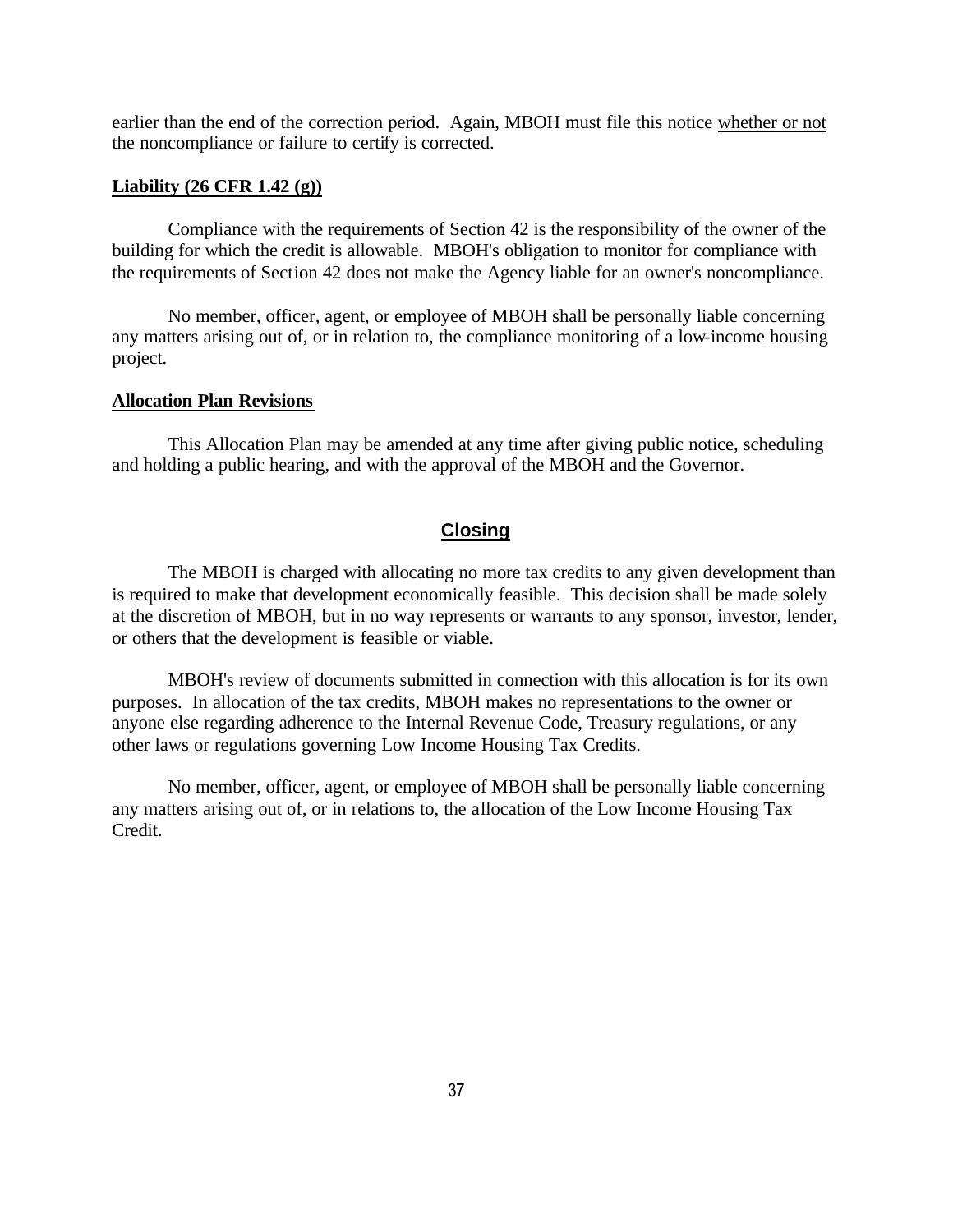earlier than the end of the correction period. Again, MBOH must file this notice <u>whether or not</u> the noncompliance or failure to certify is corrected.

**<u>Liability (26 CFR 1.42 (g))</u>**

Compliance with the requirements of Section 42 is the responsibility of the owner of the building for which the credit is allowable. MBOH's obligation to monitor for compliance with the requirements of Section 42 does not make the Agency liable for an owner's noncompliance.

No member, officer, agent, or employee of MBOH shall be personally liable concerning any matters arising out of, or in relation to, the compliance monitoring of a low-income housing project.

**<u>Allocation Plan Revisions</u>**

This Allocation Plan may be amended at any time after giving public notice, scheduling and holding a public hearing, and with the approval of the MBOH and the Governor.

## <u>Closing</u>

The MBOH is charged with allocating no more tax credits to any given development than is required to make that development economically feasible. This decision shall be made solely at the discretion of MBOH, but in no way represents or warrants to any sponsor, investor, lender, or others that the development is feasible or viable.

MBOH's review of documents submitted in connection with this allocation is for its own purposes. In allocation of the tax credits, MBOH makes no representations to the owner or anyone else regarding adherence to the Internal Revenue Code, Treasury regulations, or any other laws or regulations governing Low Income Housing Tax Credits.

No member, officer, agent, or employee of MBOH shall be personally liable concerning any matters arising out of, or in relations to, the allocation of the Low Income Housing Tax Credit.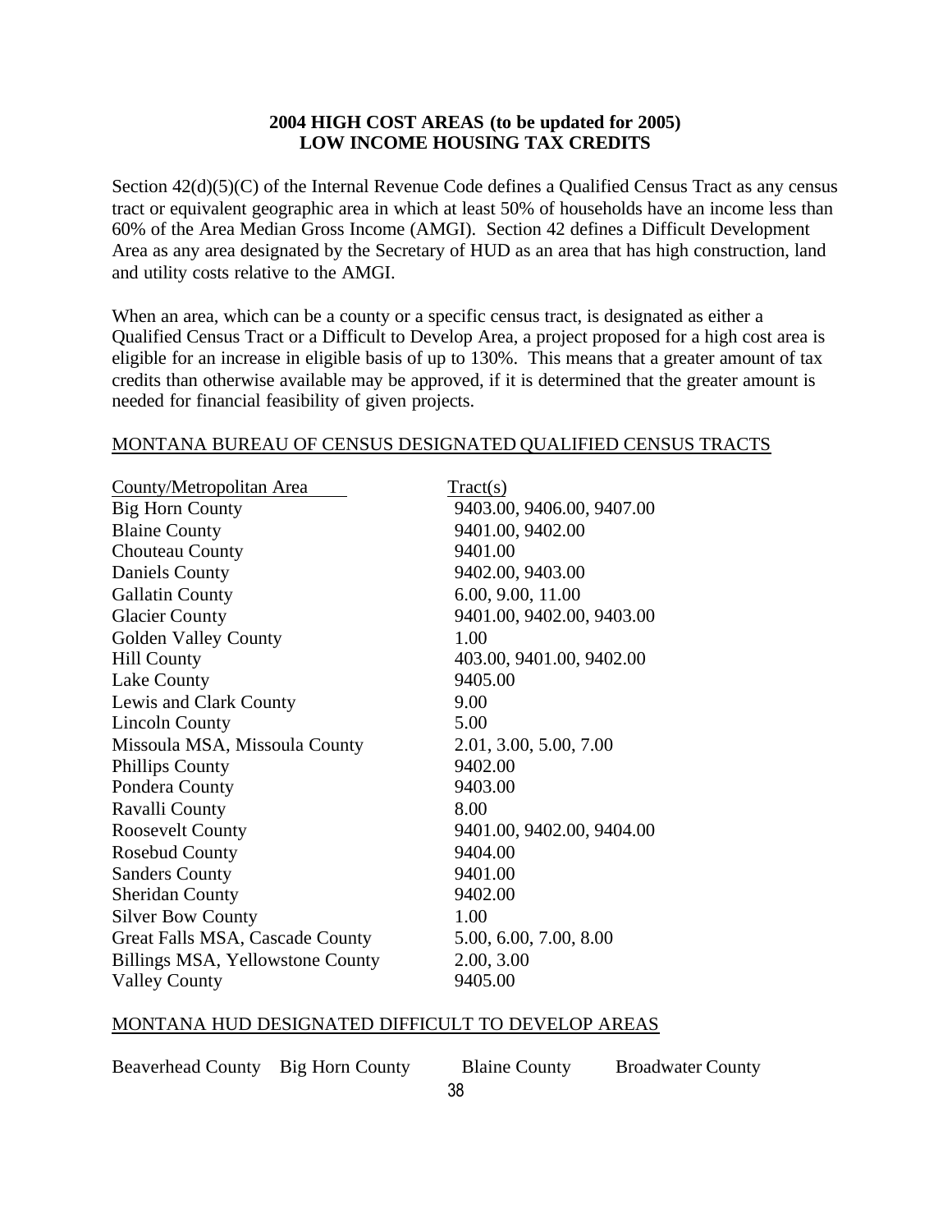**2004 HIGH COST AREAS (to be updated for 2005)**
**LOW INCOME HOUSING TAX CREDITS**

Section 42(d)(5)(C) of the Internal Revenue Code defines a Qualified Census Tract as any census tract or equivalent geographic area in which at least 50% of households have an income less than 60% of the Area Median Gross Income (AMGI). Section 42 defines a Difficult Development Area as any area designated by the Secretary of HUD as an area that has high construction, land and utility costs relative to the AMGI.

When an area, which can be a county or a specific census tract, is designated as either a Qualified Census Tract or a Difficult to Develop Area, a project proposed for a high cost area is eligible for an increase in eligible basis of up to 130%. This means that a greater amount of tax credits than otherwise available may be approved, if it is determined that the greater amount is needed for financial feasibility of given projects.

MONTANA BUREAU OF CENSUS DESIGNATED QUALIFIED CENSUS TRACTS

| County/Metropolitan Area | Tract(s) |
|---|---|
| Big Horn County | 9403.00, 9406.00, 9407.00 |
| Blaine County | 9401.00, 9402.00 |
| Chouteau County | 9401.00 |
| Daniels County | 9402.00, 9403.00 |
| Gallatin County | 6.00, 9.00, 11.00 |
| Glacier County | 9401.00, 9402.00, 9403.00 |
| Golden Valley County | 1.00 |
| Hill County | 403.00, 9401.00, 9402.00 |
| Lake County | 9405.00 |
| Lewis and Clark County | 9.00 |
| Lincoln County | 5.00 |
| Missoula MSA, Missoula County | 2.01, 3.00, 5.00, 7.00 |
| Phillips County | 9402.00 |
| Pondera County | 9403.00 |
| Ravalli County | 8.00 |
| Roosevelt County | 9401.00, 9402.00, 9404.00 |
| Rosebud County | 9404.00 |
| Sanders County | 9401.00 |
| Sheridan County | 9402.00 |
| Silver Bow County | 1.00 |
| Great Falls MSA, Cascade County | 5.00, 6.00, 7.00, 8.00 |
| Billings MSA, Yellowstone County | 2.00, 3.00 |
| Valley County | 9405.00 |

MONTANA HUD DESIGNATED DIFFICULT TO DEVELOP AREAS

Beaverhead County Big Horn County Blaine County Broadwater County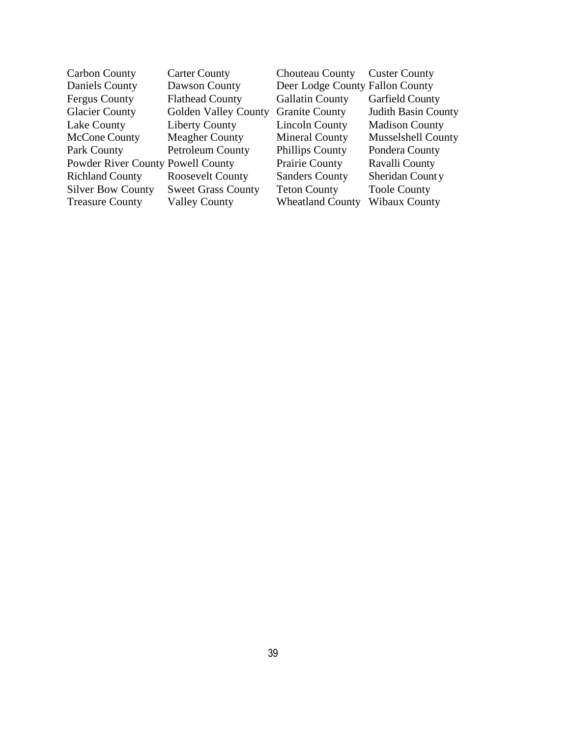| | | | |
|---|---|---|---|
| Carbon County | Carter County | Chouteau County | Custer County |
| Daniels County | Dawson County | Deer Lodge County | Fallon County |
| Fergus County | Flathead County | Gallatin County | Garfield County |
| Glacier County | Golden Valley County | Granite County | Judith Basin County |
| Lake County | Liberty County | Lincoln County | Madison County |
| McCone County | Meagher County | Mineral County | Musselshell County |
| Park County | Petroleum County | Phillips County | Pondera County |
| Powder River County | Powell County | Prairie County | Ravalli County |
| Richland County | Roosevelt County | Sanders County | Sheridan County |
| Silver Bow County | Sweet Grass County | Teton County | Toole County |
| Treasure County | Valley County | Wheatland County | Wibaux County |